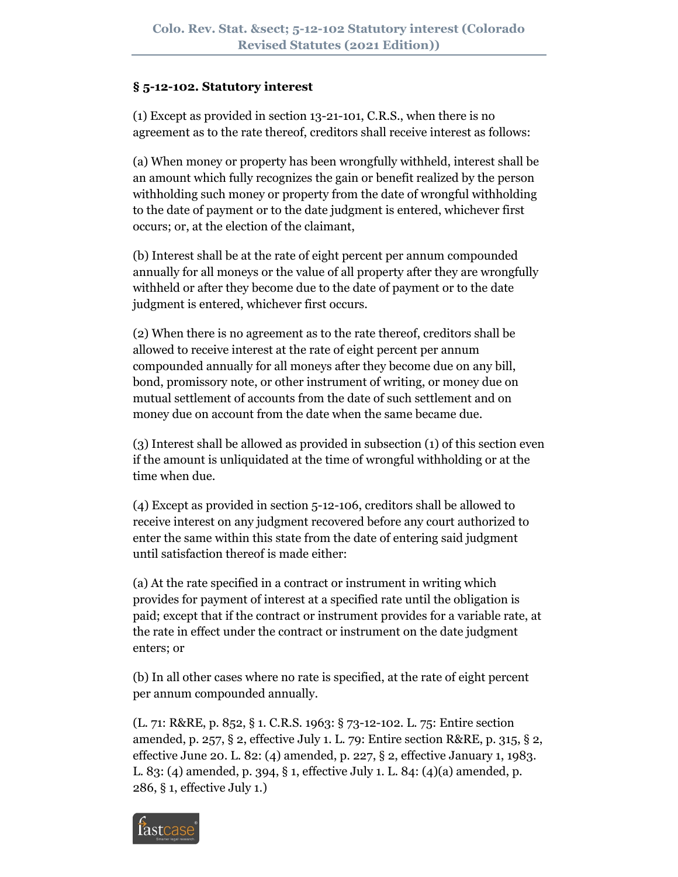# Colo. Rev. Stat. &sect; 5-12-102 Statutory interest (Colorado Revised Statutes (2021 Edition))

**§ 5-12-102. Statutory interest**

(1) Except as provided in section 13-21-101, C.R.S., when there is no agreement as to the rate thereof, creditors shall receive interest as follows:

(a) When money or property has been wrongfully withheld, interest shall be an amount which fully recognizes the gain or benefit realized by the person withholding such money or property from the date of wrongful withholding to the date of payment or to the date judgment is entered, whichever first occurs; or, at the election of the claimant,

(b) Interest shall be at the rate of eight percent per annum compounded annually for all moneys or the value of all property after they are wrongfully withheld or after they become due to the date of payment or to the date judgment is entered, whichever first occurs.

(2) When there is no agreement as to the rate thereof, creditors shall be allowed to receive interest at the rate of eight percent per annum compounded annually for all moneys after they become due on any bill, bond, promissory note, or other instrument of writing, or money due on mutual settlement of accounts from the date of such settlement and on money due on account from the date when the same became due.

(3) Interest shall be allowed as provided in subsection (1) of this section even if the amount is unliquidated at the time of wrongful withholding or at the time when due.

(4) Except as provided in section 5-12-106, creditors shall be allowed to receive interest on any judgment recovered before any court authorized to enter the same within this state from the date of entering said judgment until satisfaction thereof is made either:

(a) At the rate specified in a contract or instrument in writing which provides for payment of interest at a specified rate until the obligation is paid; except that if the contract or instrument provides for a variable rate, at the rate in effect under the contract or instrument on the date judgment enters; or

(b) In all other cases where no rate is specified, at the rate of eight percent per annum compounded annually.

(L. 71: R&RE, p. 852, § 1. C.R.S. 1963: § 73-12-102. L. 75: Entire section amended, p. 257, § 2, effective July 1. L. 79: Entire section R&RE, p. 315, § 2, effective June 20. L. 82: (4) amended, p. 227, § 2, effective January 1, 1983. L. 83: (4) amended, p. 394, § 1, effective July 1. L. 84: (4)(a) amended, p. 286, § 1, effective July 1.)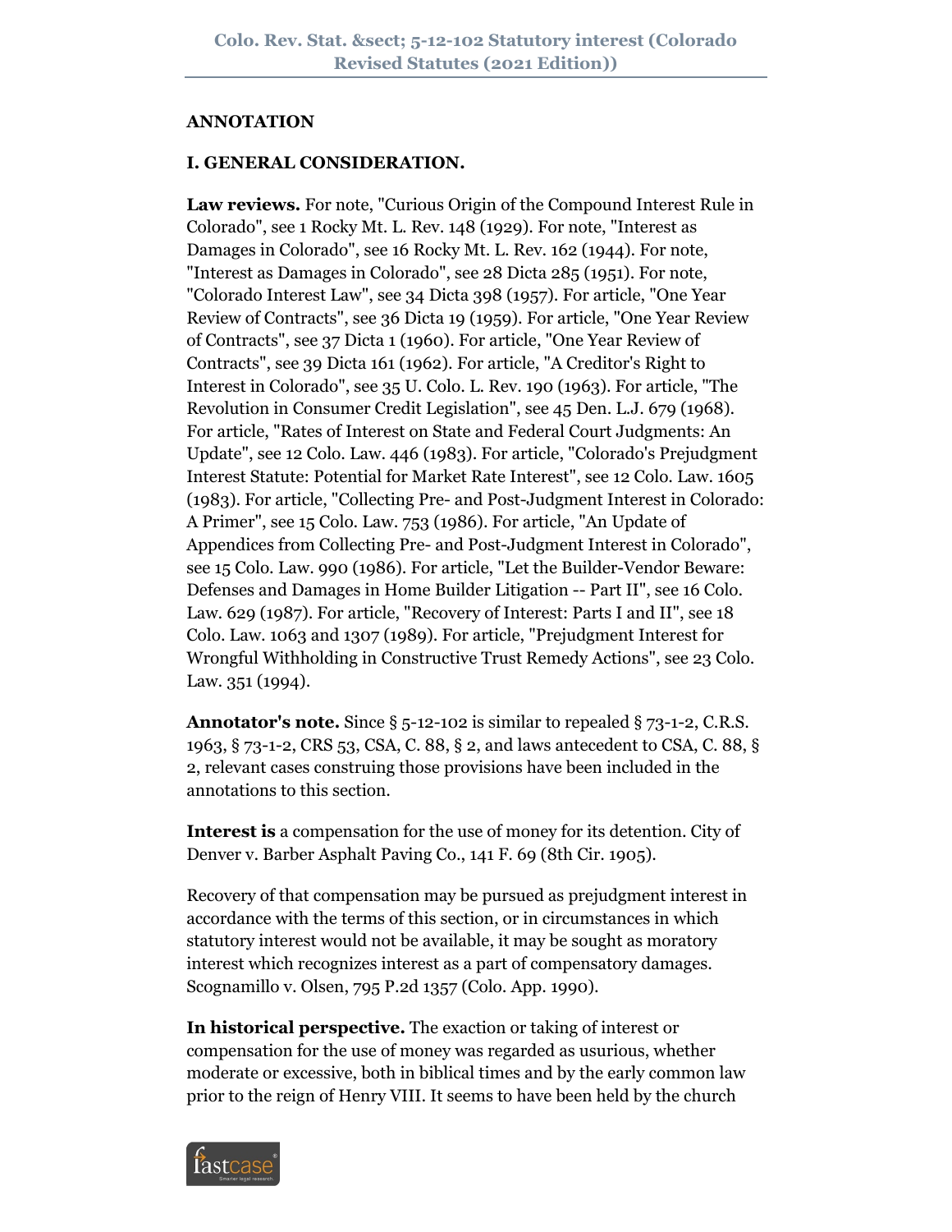**ANNOTATION**

**I. GENERAL CONSIDERATION.**

**Law reviews.** For note, "Curious Origin of the Compound Interest Rule in Colorado", see 1 Rocky Mt. L. Rev. 148 (1929). For note, "Interest as Damages in Colorado", see 16 Rocky Mt. L. Rev. 162 (1944). For note, "Interest as Damages in Colorado", see 28 Dicta 285 (1951). For note, "Colorado Interest Law", see 34 Dicta 398 (1957). For article, "One Year Review of Contracts", see 36 Dicta 19 (1959). For article, "One Year Review of Contracts", see 37 Dicta 1 (1960). For article, "One Year Review of Contracts", see 39 Dicta 161 (1962). For article, "A Creditor's Right to Interest in Colorado", see 35 U. Colo. L. Rev. 190 (1963). For article, "The Revolution in Consumer Credit Legislation", see 45 Den. L.J. 679 (1968). For article, "Rates of Interest on State and Federal Court Judgments: An Update", see 12 Colo. Law. 446 (1983). For article, "Colorado's Prejudgment Interest Statute: Potential for Market Rate Interest", see 12 Colo. Law. 1605 (1983). For article, "Collecting Pre- and Post-Judgment Interest in Colorado: A Primer", see 15 Colo. Law. 753 (1986). For article, "An Update of Appendices from Collecting Pre- and Post-Judgment Interest in Colorado", see 15 Colo. Law. 990 (1986). For article, "Let the Builder-Vendor Beware: Defenses and Damages in Home Builder Litigation -- Part II", see 16 Colo. Law. 629 (1987). For article, "Recovery of Interest: Parts I and II", see 18 Colo. Law. 1063 and 1307 (1989). For article, "Prejudgment Interest for Wrongful Withholding in Constructive Trust Remedy Actions", see 23 Colo. Law. 351 (1994).

**Annotator's note.** Since § 5-12-102 is similar to repealed § 73-1-2, C.R.S. 1963, § 73-1-2, CRS 53, CSA, C. 88, § 2, and laws antecedent to CSA, C. 88, § 2, relevant cases construing those provisions have been included in the annotations to this section.

**Interest is** a compensation for the use of money for its detention. City of Denver v. Barber Asphalt Paving Co., 141 F. 69 (8th Cir. 1905).

Recovery of that compensation may be pursued as prejudgment interest in accordance with the terms of this section, or in circumstances in which statutory interest would not be available, it may be sought as moratory interest which recognizes interest as a part of compensatory damages. Scognamillo v. Olsen, 795 P.2d 1357 (Colo. App. 1990).

**In historical perspective.** The exaction or taking of interest or compensation for the use of money was regarded as usurious, whether moderate or excessive, both in biblical times and by the early common law prior to the reign of Henry VIII. It seems to have been held by the church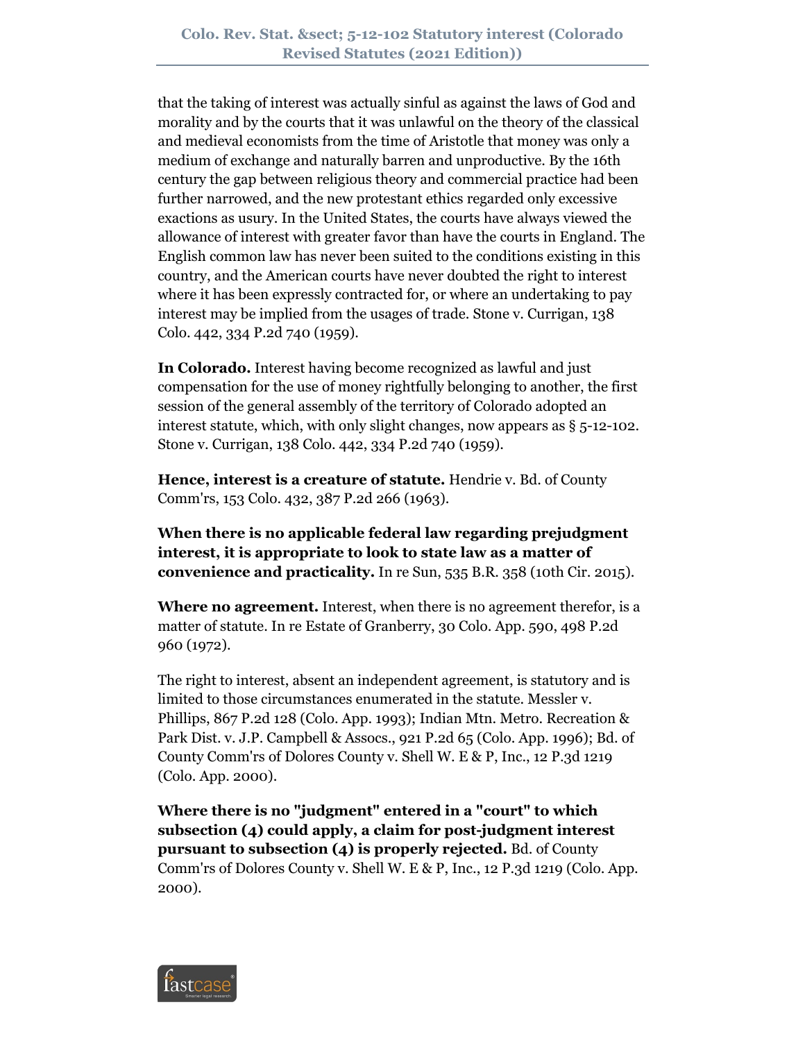that the taking of interest was actually sinful as against the laws of God and morality and by the courts that it was unlawful on the theory of the classical and medieval economists from the time of Aristotle that money was only a medium of exchange and naturally barren and unproductive. By the 16th century the gap between religious theory and commercial practice had been further narrowed, and the new protestant ethics regarded only excessive exactions as usury. In the United States, the courts have always viewed the allowance of interest with greater favor than have the courts in England. The English common law has never been suited to the conditions existing in this country, and the American courts have never doubted the right to interest where it has been expressly contracted for, or where an undertaking to pay interest may be implied from the usages of trade. Stone v. Currigan, 138 Colo. 442, 334 P.2d 740 (1959).

**In Colorado.** Interest having become recognized as lawful and just compensation for the use of money rightfully belonging to another, the first session of the general assembly of the territory of Colorado adopted an interest statute, which, with only slight changes, now appears as § 5-12-102. Stone v. Currigan, 138 Colo. 442, 334 P.2d 740 (1959).

**Hence, interest is a creature of statute.** Hendrie v. Bd. of County Comm'rs, 153 Colo. 432, 387 P.2d 266 (1963).

**When there is no applicable federal law regarding prejudgment interest, it is appropriate to look to state law as a matter of convenience and practicality.** In re Sun, 535 B.R. 358 (10th Cir. 2015).

**Where no agreement.** Interest, when there is no agreement therefor, is a matter of statute. In re Estate of Granberry, 30 Colo. App. 590, 498 P.2d 960 (1972).

The right to interest, absent an independent agreement, is statutory and is limited to those circumstances enumerated in the statute. Messler v. Phillips, 867 P.2d 128 (Colo. App. 1993); Indian Mtn. Metro. Recreation & Park Dist. v. J.P. Campbell & Assocs., 921 P.2d 65 (Colo. App. 1996); Bd. of County Comm'rs of Dolores County v. Shell W. E & P, Inc., 12 P.3d 1219 (Colo. App. 2000).

**Where there is no "judgment" entered in a "court" to which subsection (4) could apply, a claim for post-judgment interest pursuant to subsection (4) is properly rejected.** Bd. of County Comm'rs of Dolores County v. Shell W. E & P, Inc., 12 P.3d 1219 (Colo. App. 2000).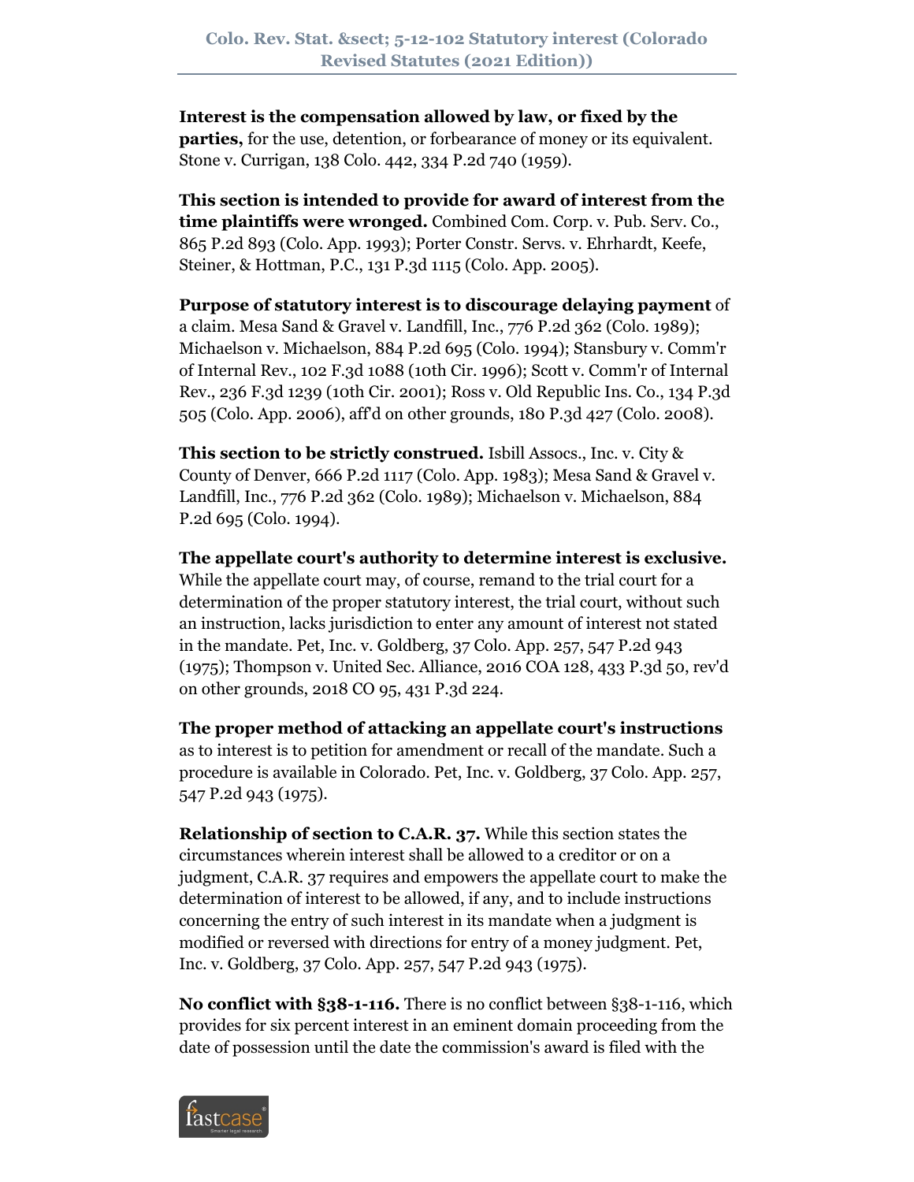**Interest is the compensation allowed by law, or fixed by the parties,** for the use, detention, or forbearance of money or its equivalent. Stone v. Currigan, 138 Colo. 442, 334 P.2d 740 (1959).

**This section is intended to provide for award of interest from the time plaintiffs were wronged.** Combined Com. Corp. v. Pub. Serv. Co., 865 P.2d 893 (Colo. App. 1993); Porter Constr. Servs. v. Ehrhardt, Keefe, Steiner, & Hottman, P.C., 131 P.3d 1115 (Colo. App. 2005).

**Purpose of statutory interest is to discourage delaying payment** of a claim. Mesa Sand & Gravel v. Landfill, Inc., 776 P.2d 362 (Colo. 1989); Michaelson v. Michaelson, 884 P.2d 695 (Colo. 1994); Stansbury v. Comm'r of Internal Rev., 102 F.3d 1088 (10th Cir. 1996); Scott v. Comm'r of Internal Rev., 236 F.3d 1239 (10th Cir. 2001); Ross v. Old Republic Ins. Co., 134 P.3d 505 (Colo. App. 2006), aff'd on other grounds, 180 P.3d 427 (Colo. 2008).

**This section to be strictly construed.** Isbill Assocs., Inc. v. City & County of Denver, 666 P.2d 1117 (Colo. App. 1983); Mesa Sand & Gravel v. Landfill, Inc., 776 P.2d 362 (Colo. 1989); Michaelson v. Michaelson, 884 P.2d 695 (Colo. 1994).

**The appellate court's authority to determine interest is exclusive.** While the appellate court may, of course, remand to the trial court for a determination of the proper statutory interest, the trial court, without such an instruction, lacks jurisdiction to enter any amount of interest not stated in the mandate. Pet, Inc. v. Goldberg, 37 Colo. App. 257, 547 P.2d 943 (1975); Thompson v. United Sec. Alliance, 2016 COA 128, 433 P.3d 50, rev'd on other grounds, 2018 CO 95, 431 P.3d 224.

**The proper method of attacking an appellate court's instructions** as to interest is to petition for amendment or recall of the mandate. Such a procedure is available in Colorado. Pet, Inc. v. Goldberg, 37 Colo. App. 257, 547 P.2d 943 (1975).

**Relationship of section to C.A.R. 37.** While this section states the circumstances wherein interest shall be allowed to a creditor or on a judgment, C.A.R. 37 requires and empowers the appellate court to make the determination of interest to be allowed, if any, and to include instructions concerning the entry of such interest in its mandate when a judgment is modified or reversed with directions for entry of a money judgment. Pet, Inc. v. Goldberg, 37 Colo. App. 257, 547 P.2d 943 (1975).

**No conflict with §38-1-116.** There is no conflict between §38-1-116, which provides for six percent interest in an eminent domain proceeding from the date of possession until the date the commission's award is filed with the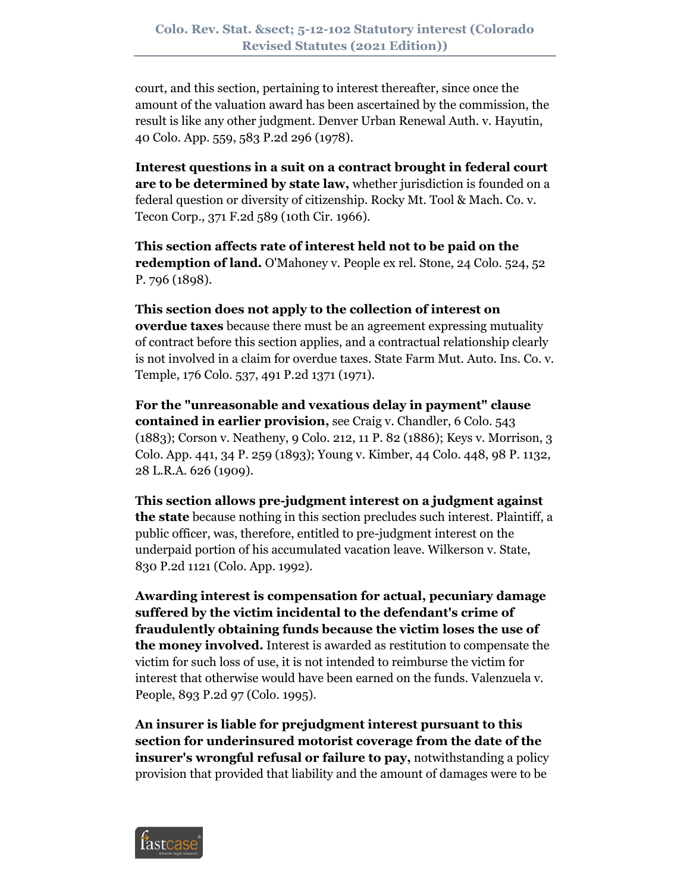court, and this section, pertaining to interest thereafter, since once the amount of the valuation award has been ascertained by the commission, the result is like any other judgment. Denver Urban Renewal Auth. v. Hayutin, 40 Colo. App. 559, 583 P.2d 296 (1978).

**Interest questions in a suit on a contract brought in federal court are to be determined by state law,** whether jurisdiction is founded on a federal question or diversity of citizenship. Rocky Mt. Tool & Mach. Co. v. Tecon Corp., 371 F.2d 589 (10th Cir. 1966).

**This section affects rate of interest held not to be paid on the redemption of land.** O'Mahoney v. People ex rel. Stone, 24 Colo. 524, 52 P. 796 (1898).

**This section does not apply to the collection of interest on overdue taxes** because there must be an agreement expressing mutuality of contract before this section applies, and a contractual relationship clearly is not involved in a claim for overdue taxes. State Farm Mut. Auto. Ins. Co. v. Temple, 176 Colo. 537, 491 P.2d 1371 (1971).

**For the "unreasonable and vexatious delay in payment" clause contained in earlier provision,** see Craig v. Chandler, 6 Colo. 543 (1883); Corson v. Neatheny, 9 Colo. 212, 11 P. 82 (1886); Keys v. Morrison, 3 Colo. App. 441, 34 P. 259 (1893); Young v. Kimber, 44 Colo. 448, 98 P. 1132, 28 L.R.A. 626 (1909).

**This section allows pre-judgment interest on a judgment against the state** because nothing in this section precludes such interest. Plaintiff, a public officer, was, therefore, entitled to pre-judgment interest on the underpaid portion of his accumulated vacation leave. Wilkerson v. State, 830 P.2d 1121 (Colo. App. 1992).

**Awarding interest is compensation for actual, pecuniary damage suffered by the victim incidental to the defendant's crime of fraudulently obtaining funds because the victim loses the use of the money involved.** Interest is awarded as restitution to compensate the victim for such loss of use, it is not intended to reimburse the victim for interest that otherwise would have been earned on the funds. Valenzuela v. People, 893 P.2d 97 (Colo. 1995).

**An insurer is liable for prejudgment interest pursuant to this section for underinsured motorist coverage from the date of the insurer's wrongful refusal or failure to pay,** notwithstanding a policy provision that provided that liability and the amount of damages were to be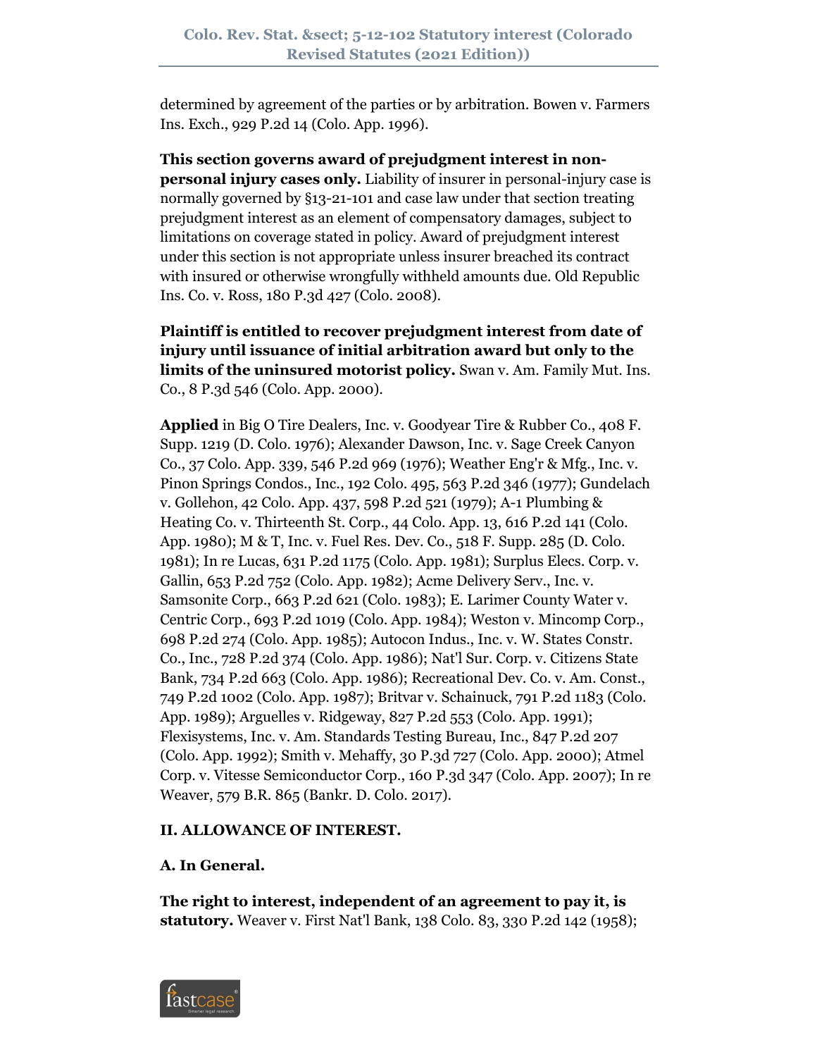determined by agreement of the parties or by arbitration. Bowen v. Farmers Ins. Exch., 929 P.2d 14 (Colo. App. 1996).

**This section governs award of prejudgment interest in non-personal injury cases only.** Liability of insurer in personal-injury case is normally governed by §13-21-101 and case law under that section treating prejudgment interest as an element of compensatory damages, subject to limitations on coverage stated in policy. Award of prejudgment interest under this section is not appropriate unless insurer breached its contract with insured or otherwise wrongfully withheld amounts due. Old Republic Ins. Co. v. Ross, 180 P.3d 427 (Colo. 2008).

**Plaintiff is entitled to recover prejudgment interest from date of injury until issuance of initial arbitration award but only to the limits of the uninsured motorist policy.** Swan v. Am. Family Mut. Ins. Co., 8 P.3d 546 (Colo. App. 2000).

**Applied** in Big O Tire Dealers, Inc. v. Goodyear Tire & Rubber Co., 408 F. Supp. 1219 (D. Colo. 1976); Alexander Dawson, Inc. v. Sage Creek Canyon Co., 37 Colo. App. 339, 546 P.2d 969 (1976); Weather Eng'r & Mfg., Inc. v. Pinon Springs Condos., Inc., 192 Colo. 495, 563 P.2d 346 (1977); Gundelach v. Gollehon, 42 Colo. App. 437, 598 P.2d 521 (1979); A-1 Plumbing & Heating Co. v. Thirteenth St. Corp., 44 Colo. App. 13, 616 P.2d 141 (Colo. App. 1980); M & T, Inc. v. Fuel Res. Dev. Co., 518 F. Supp. 285 (D. Colo. 1981); In re Lucas, 631 P.2d 1175 (Colo. App. 1981); Surplus Elecs. Corp. v. Gallin, 653 P.2d 752 (Colo. App. 1982); Acme Delivery Serv., Inc. v. Samsonite Corp., 663 P.2d 621 (Colo. 1983); E. Larimer County Water v. Centric Corp., 693 P.2d 1019 (Colo. App. 1984); Weston v. Mincomp Corp., 698 P.2d 274 (Colo. App. 1985); Autocon Indus., Inc. v. W. States Constr. Co., Inc., 728 P.2d 374 (Colo. App. 1986); Nat'l Sur. Corp. v. Citizens State Bank, 734 P.2d 663 (Colo. App. 1986); Recreational Dev. Co. v. Am. Const., 749 P.2d 1002 (Colo. App. 1987); Britvar v. Schainuck, 791 P.2d 1183 (Colo. App. 1989); Arguelles v. Ridgeway, 827 P.2d 553 (Colo. App. 1991); Flexisystems, Inc. v. Am. Standards Testing Bureau, Inc., 847 P.2d 207 (Colo. App. 1992); Smith v. Mehaffy, 30 P.3d 727 (Colo. App. 2000); Atmel Corp. v. Vitesse Semiconductor Corp., 160 P.3d 347 (Colo. App. 2007); In re Weaver, 579 B.R. 865 (Bankr. D. Colo. 2017).

## II. ALLOWANCE OF INTEREST.

### A. In General.

**The right to interest, independent of an agreement to pay it, is statutory.** Weaver v. First Nat'l Bank, 138 Colo. 83, 330 P.2d 142 (1958);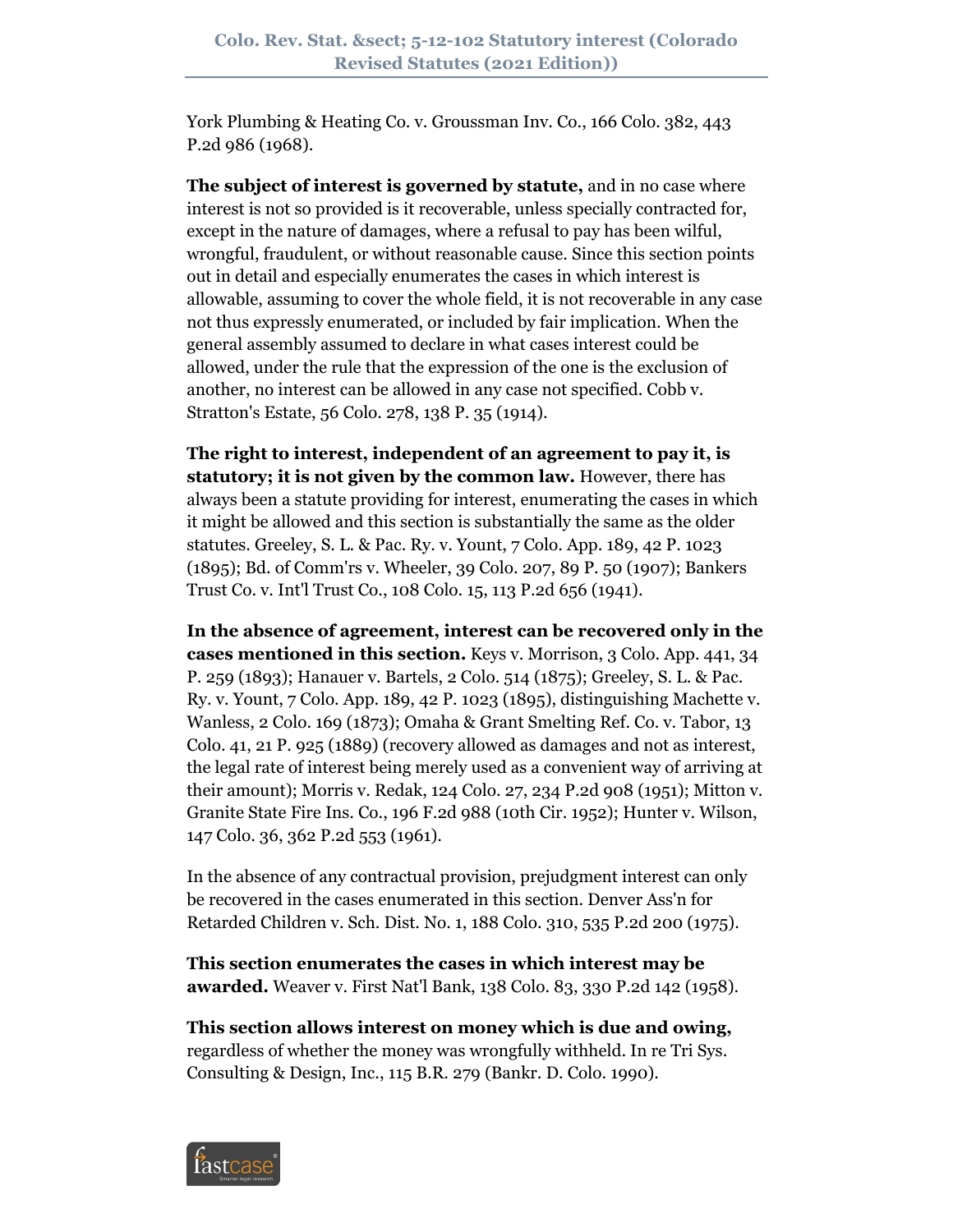York Plumbing & Heating Co. v. Groussman Inv. Co., 166 Colo. 382, 443 P.2d 986 (1968).

**The subject of interest is governed by statute,** and in no case where interest is not so provided is it recoverable, unless specially contracted for, except in the nature of damages, where a refusal to pay has been wilful, wrongful, fraudulent, or without reasonable cause. Since this section points out in detail and especially enumerates the cases in which interest is allowable, assuming to cover the whole field, it is not recoverable in any case not thus expressly enumerated, or included by fair implication. When the general assembly assumed to declare in what cases interest could be allowed, under the rule that the expression of the one is the exclusion of another, no interest can be allowed in any case not specified. Cobb v. Stratton's Estate, 56 Colo. 278, 138 P. 35 (1914).

**The right to interest, independent of an agreement to pay it, is statutory; it is not given by the common law.** However, there has always been a statute providing for interest, enumerating the cases in which it might be allowed and this section is substantially the same as the older statutes. Greeley, S. L. & Pac. Ry. v. Yount, 7 Colo. App. 189, 42 P. 1023 (1895); Bd. of Comm'rs v. Wheeler, 39 Colo. 207, 89 P. 50 (1907); Bankers Trust Co. v. Int'l Trust Co., 108 Colo. 15, 113 P.2d 656 (1941).

**In the absence of agreement, interest can be recovered only in the cases mentioned in this section.** Keys v. Morrison, 3 Colo. App. 441, 34 P. 259 (1893); Hanauer v. Bartels, 2 Colo. 514 (1875); Greeley, S. L. & Pac. Ry. v. Yount, 7 Colo. App. 189, 42 P. 1023 (1895), distinguishing Machette v. Wanless, 2 Colo. 169 (1873); Omaha & Grant Smelting Ref. Co. v. Tabor, 13 Colo. 41, 21 P. 925 (1889) (recovery allowed as damages and not as interest, the legal rate of interest being merely used as a convenient way of arriving at their amount); Morris v. Redak, 124 Colo. 27, 234 P.2d 908 (1951); Mitton v. Granite State Fire Ins. Co., 196 F.2d 988 (10th Cir. 1952); Hunter v. Wilson, 147 Colo. 36, 362 P.2d 553 (1961).

In the absence of any contractual provision, prejudgment interest can only be recovered in the cases enumerated in this section. Denver Ass'n for Retarded Children v. Sch. Dist. No. 1, 188 Colo. 310, 535 P.2d 200 (1975).

**This section enumerates the cases in which interest may be awarded.** Weaver v. First Nat'l Bank, 138 Colo. 83, 330 P.2d 142 (1958).

**This section allows interest on money which is due and owing,** regardless of whether the money was wrongfully withheld. In re Tri Sys. Consulting & Design, Inc., 115 B.R. 279 (Bankr. D. Colo. 1990).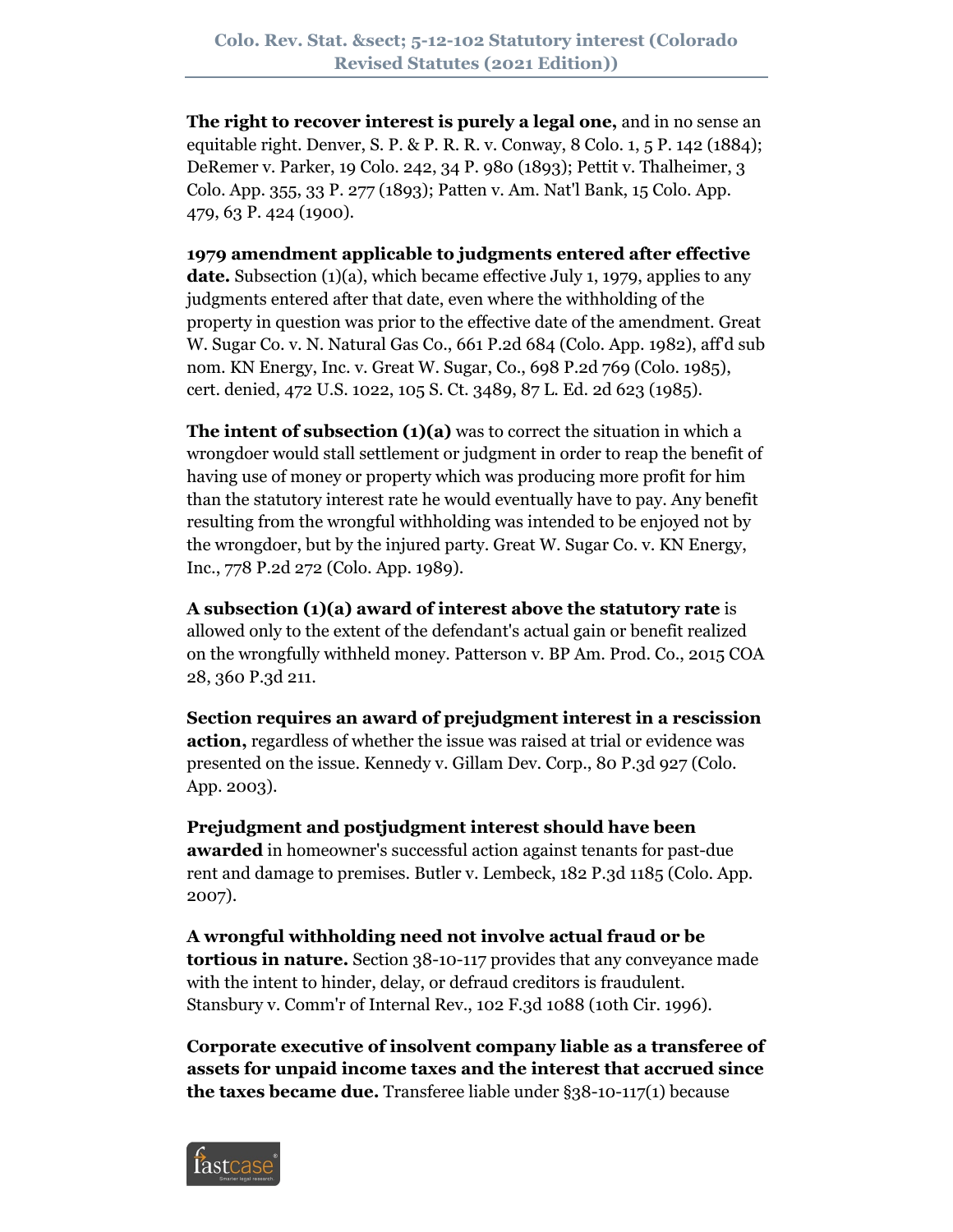**The right to recover interest is purely a legal one,** and in no sense an equitable right. Denver, S. P. & P. R. R. v. Conway, 8 Colo. 1, 5 P. 142 (1884); DeRemer v. Parker, 19 Colo. 242, 34 P. 980 (1893); Pettit v. Thalheimer, 3 Colo. App. 355, 33 P. 277 (1893); Patten v. Am. Nat'l Bank, 15 Colo. App. 479, 63 P. 424 (1900).

**1979 amendment applicable to judgments entered after effective date.** Subsection (1)(a), which became effective July 1, 1979, applies to any judgments entered after that date, even where the withholding of the property in question was prior to the effective date of the amendment. Great W. Sugar Co. v. N. Natural Gas Co., 661 P.2d 684 (Colo. App. 1982), aff'd sub nom. KN Energy, Inc. v. Great W. Sugar, Co., 698 P.2d 769 (Colo. 1985), cert. denied, 472 U.S. 1022, 105 S. Ct. 3489, 87 L. Ed. 2d 623 (1985).

**The intent of subsection (1)(a)** was to correct the situation in which a wrongdoer would stall settlement or judgment in order to reap the benefit of having use of money or property which was producing more profit for him than the statutory interest rate he would eventually have to pay. Any benefit resulting from the wrongful withholding was intended to be enjoyed not by the wrongdoer, but by the injured party. Great W. Sugar Co. v. KN Energy, Inc., 778 P.2d 272 (Colo. App. 1989).

**A subsection (1)(a) award of interest above the statutory rate** is allowed only to the extent of the defendant's actual gain or benefit realized on the wrongfully withheld money. Patterson v. BP Am. Prod. Co., 2015 COA 28, 360 P.3d 211.

**Section requires an award of prejudgment interest in a rescission action,** regardless of whether the issue was raised at trial or evidence was presented on the issue. Kennedy v. Gillam Dev. Corp., 80 P.3d 927 (Colo. App. 2003).

**Prejudgment and postjudgment interest should have been awarded** in homeowner's successful action against tenants for past-due rent and damage to premises. Butler v. Lembeck, 182 P.3d 1185 (Colo. App. 2007).

**A wrongful withholding need not involve actual fraud or be tortious in nature.** Section 38-10-117 provides that any conveyance made with the intent to hinder, delay, or defraud creditors is fraudulent. Stansbury v. Comm'r of Internal Rev., 102 F.3d 1088 (10th Cir. 1996).

**Corporate executive of insolvent company liable as a transferee of assets for unpaid income taxes and the interest that accrued since the taxes became due.** Transferee liable under §38-10-117(1) because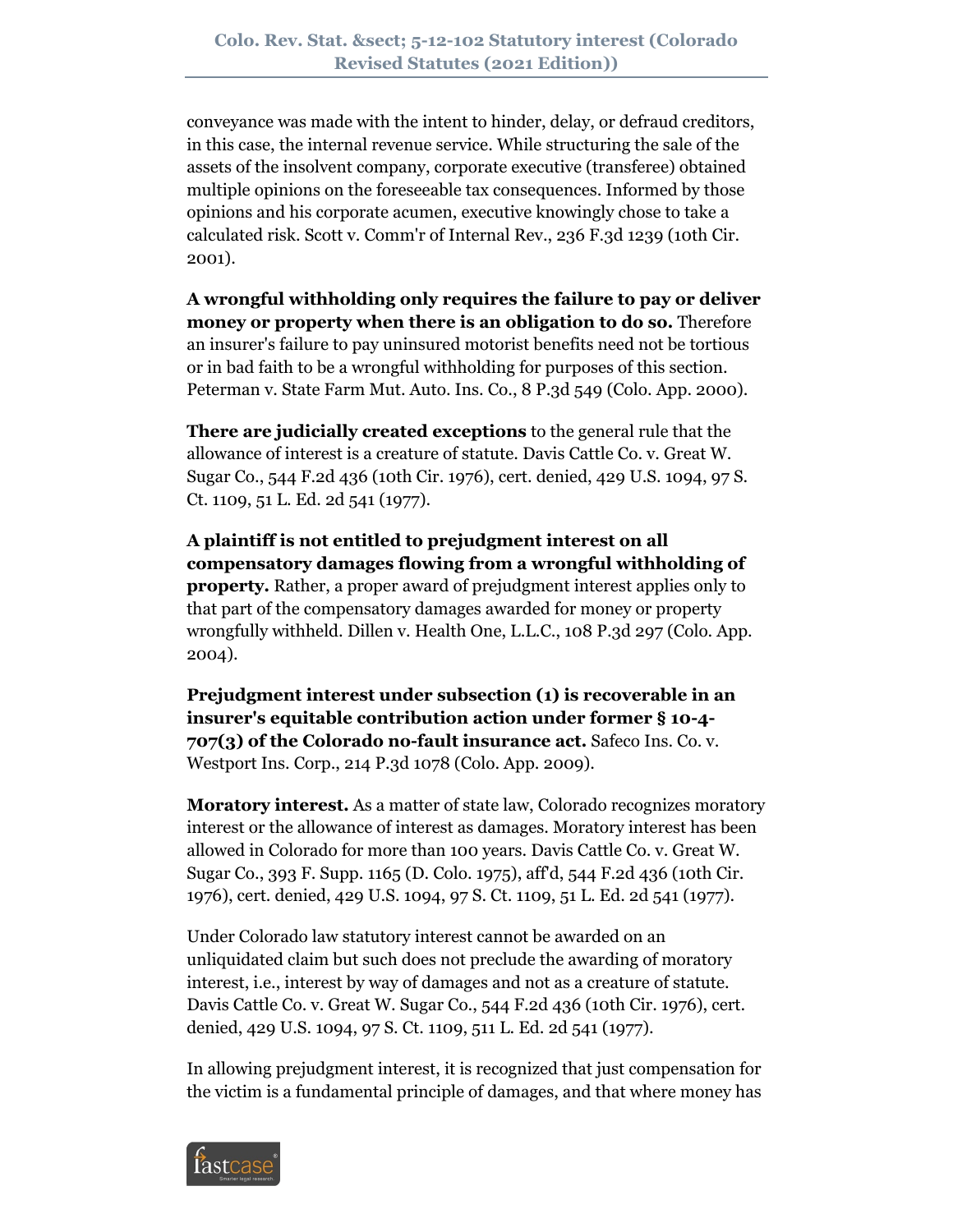conveyance was made with the intent to hinder, delay, or defraud creditors, in this case, the internal revenue service. While structuring the sale of the assets of the insolvent company, corporate executive (transferee) obtained multiple opinions on the foreseeable tax consequences. Informed by those opinions and his corporate acumen, executive knowingly chose to take a calculated risk. Scott v. Comm'r of Internal Rev., 236 F.3d 1239 (10th Cir. 2001).

**A wrongful withholding only requires the failure to pay or deliver money or property when there is an obligation to do so.** Therefore an insurer's failure to pay uninsured motorist benefits need not be tortious or in bad faith to be a wrongful withholding for purposes of this section. Peterman v. State Farm Mut. Auto. Ins. Co., 8 P.3d 549 (Colo. App. 2000).

**There are judicially created exceptions** to the general rule that the allowance of interest is a creature of statute. Davis Cattle Co. v. Great W. Sugar Co., 544 F.2d 436 (10th Cir. 1976), cert. denied, 429 U.S. 1094, 97 S. Ct. 1109, 51 L. Ed. 2d 541 (1977).

**A plaintiff is not entitled to prejudgment interest on all compensatory damages flowing from a wrongful withholding of property.** Rather, a proper award of prejudgment interest applies only to that part of the compensatory damages awarded for money or property wrongfully withheld. Dillen v. Health One, L.L.C., 108 P.3d 297 (Colo. App. 2004).

**Prejudgment interest under subsection (1) is recoverable in an insurer's equitable contribution action under former § 10-4-707(3) of the Colorado no-fault insurance act.** Safeco Ins. Co. v. Westport Ins. Corp., 214 P.3d 1078 (Colo. App. 2009).

**Moratory interest.** As a matter of state law, Colorado recognizes moratory interest or the allowance of interest as damages. Moratory interest has been allowed in Colorado for more than 100 years. Davis Cattle Co. v. Great W. Sugar Co., 393 F. Supp. 1165 (D. Colo. 1975), aff'd, 544 F.2d 436 (10th Cir. 1976), cert. denied, 429 U.S. 1094, 97 S. Ct. 1109, 51 L. Ed. 2d 541 (1977).

Under Colorado law statutory interest cannot be awarded on an unliquidated claim but such does not preclude the awarding of moratory interest, i.e., interest by way of damages and not as a creature of statute. Davis Cattle Co. v. Great W. Sugar Co., 544 F.2d 436 (10th Cir. 1976), cert. denied, 429 U.S. 1094, 97 S. Ct. 1109, 511 L. Ed. 2d 541 (1977).

In allowing prejudgment interest, it is recognized that just compensation for the victim is a fundamental principle of damages, and that where money has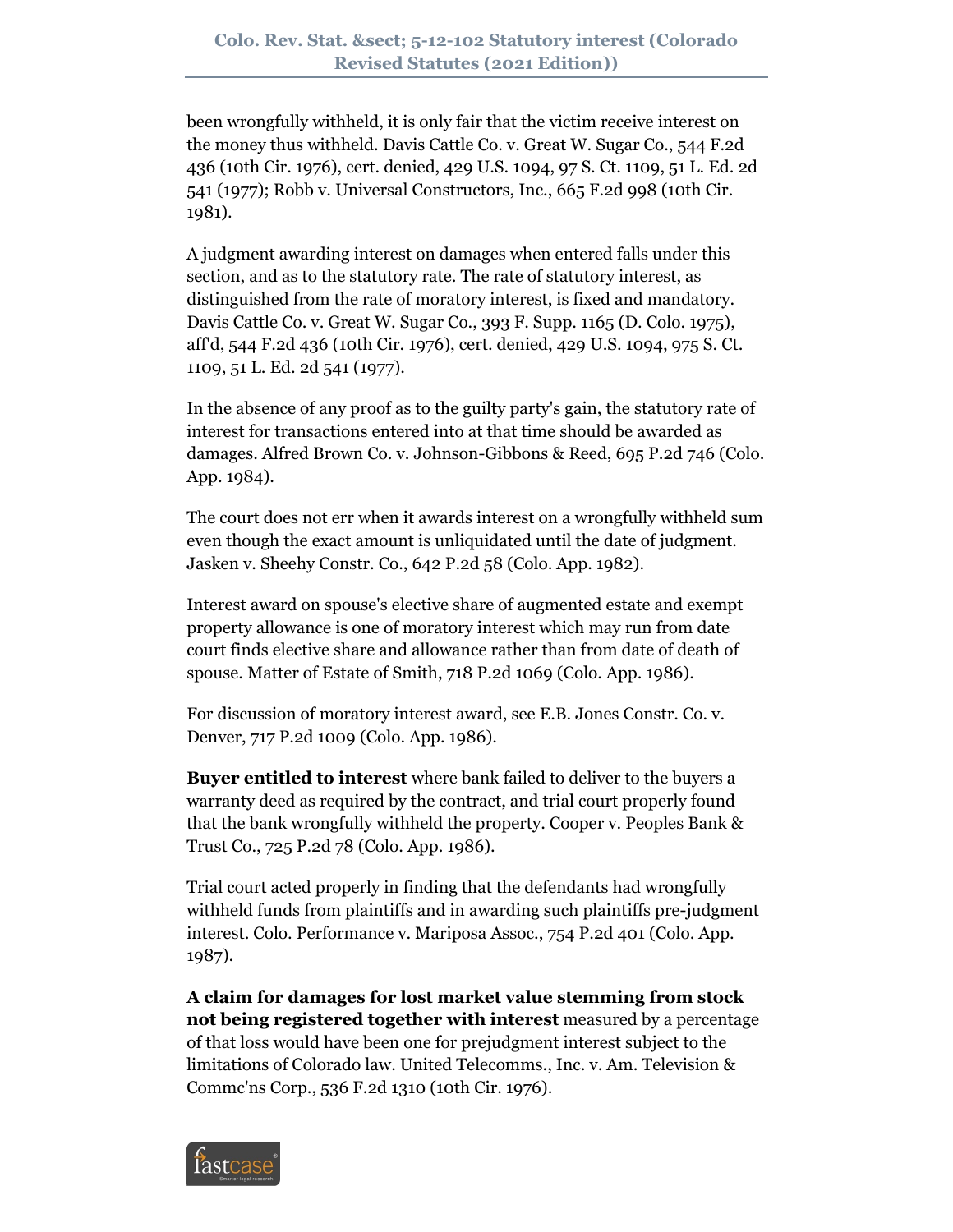been wrongfully withheld, it is only fair that the victim receive interest on the money thus withheld. Davis Cattle Co. v. Great W. Sugar Co., 544 F.2d 436 (10th Cir. 1976), cert. denied, 429 U.S. 1094, 97 S. Ct. 1109, 51 L. Ed. 2d 541 (1977); Robb v. Universal Constructors, Inc., 665 F.2d 998 (10th Cir. 1981).

A judgment awarding interest on damages when entered falls under this section, and as to the statutory rate. The rate of statutory interest, as distinguished from the rate of moratory interest, is fixed and mandatory. Davis Cattle Co. v. Great W. Sugar Co., 393 F. Supp. 1165 (D. Colo. 1975), aff'd, 544 F.2d 436 (10th Cir. 1976), cert. denied, 429 U.S. 1094, 975 S. Ct. 1109, 51 L. Ed. 2d 541 (1977).

In the absence of any proof as to the guilty party's gain, the statutory rate of interest for transactions entered into at that time should be awarded as damages. Alfred Brown Co. v. Johnson-Gibbons & Reed, 695 P.2d 746 (Colo. App. 1984).

The court does not err when it awards interest on a wrongfully withheld sum even though the exact amount is unliquidated until the date of judgment. Jasken v. Sheehy Constr. Co., 642 P.2d 58 (Colo. App. 1982).

Interest award on spouse's elective share of augmented estate and exempt property allowance is one of moratory interest which may run from date court finds elective share and allowance rather than from date of death of spouse. Matter of Estate of Smith, 718 P.2d 1069 (Colo. App. 1986).

For discussion of moratory interest award, see E.B. Jones Constr. Co. v. Denver, 717 P.2d 1009 (Colo. App. 1986).

**Buyer entitled to interest** where bank failed to deliver to the buyers a warranty deed as required by the contract, and trial court properly found that the bank wrongfully withheld the property. Cooper v. Peoples Bank & Trust Co., 725 P.2d 78 (Colo. App. 1986).

Trial court acted properly in finding that the defendants had wrongfully withheld funds from plaintiffs and in awarding such plaintiffs pre-judgment interest. Colo. Performance v. Mariposa Assoc., 754 P.2d 401 (Colo. App. 1987).

**A claim for damages for lost market value stemming from stock not being registered together with interest** measured by a percentage of that loss would have been one for prejudgment interest subject to the limitations of Colorado law. United Telecomms., Inc. v. Am. Television & Commc'ns Corp., 536 F.2d 1310 (10th Cir. 1976).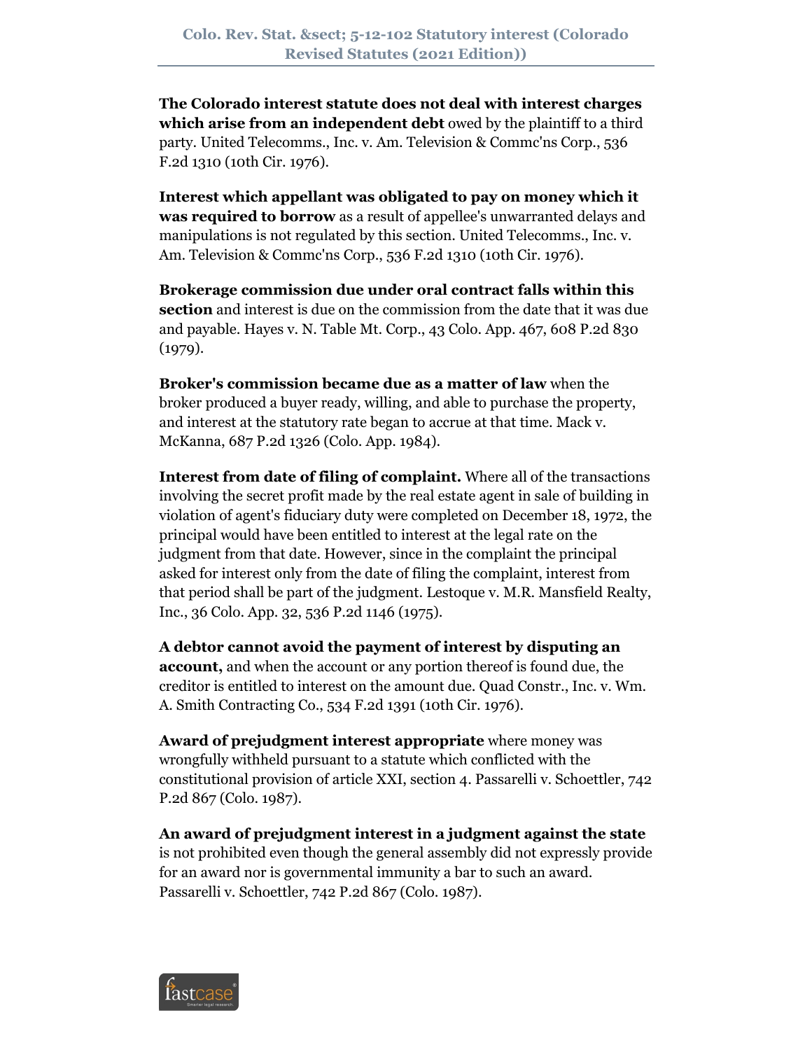**The Colorado interest statute does not deal with interest charges which arise from an independent debt** owed by the plaintiff to a third party. United Telecomms., Inc. v. Am. Television & Commc'ns Corp., 536 F.2d 1310 (10th Cir. 1976).

**Interest which appellant was obligated to pay on money which it was required to borrow** as a result of appellee's unwarranted delays and manipulations is not regulated by this section. United Telecomms., Inc. v. Am. Television & Commc'ns Corp., 536 F.2d 1310 (10th Cir. 1976).

**Brokerage commission due under oral contract falls within this section** and interest is due on the commission from the date that it was due and payable. Hayes v. N. Table Mt. Corp., 43 Colo. App. 467, 608 P.2d 830 (1979).

**Broker's commission became due as a matter of law** when the broker produced a buyer ready, willing, and able to purchase the property, and interest at the statutory rate began to accrue at that time. Mack v. McKanna, 687 P.2d 1326 (Colo. App. 1984).

**Interest from date of filing of complaint.** Where all of the transactions involving the secret profit made by the real estate agent in sale of building in violation of agent's fiduciary duty were completed on December 18, 1972, the principal would have been entitled to interest at the legal rate on the judgment from that date. However, since in the complaint the principal asked for interest only from the date of filing the complaint, interest from that period shall be part of the judgment. Lestoque v. M.R. Mansfield Realty, Inc., 36 Colo. App. 32, 536 P.2d 1146 (1975).

**A debtor cannot avoid the payment of interest by disputing an account,** and when the account or any portion thereof is found due, the creditor is entitled to interest on the amount due. Quad Constr., Inc. v. Wm. A. Smith Contracting Co., 534 F.2d 1391 (10th Cir. 1976).

**Award of prejudgment interest appropriate** where money was wrongfully withheld pursuant to a statute which conflicted with the constitutional provision of article XXI, section 4. Passarelli v. Schoettler, 742 P.2d 867 (Colo. 1987).

**An award of prejudgment interest in a judgment against the state** is not prohibited even though the general assembly did not expressly provide for an award nor is governmental immunity a bar to such an award. Passarelli v. Schoettler, 742 P.2d 867 (Colo. 1987).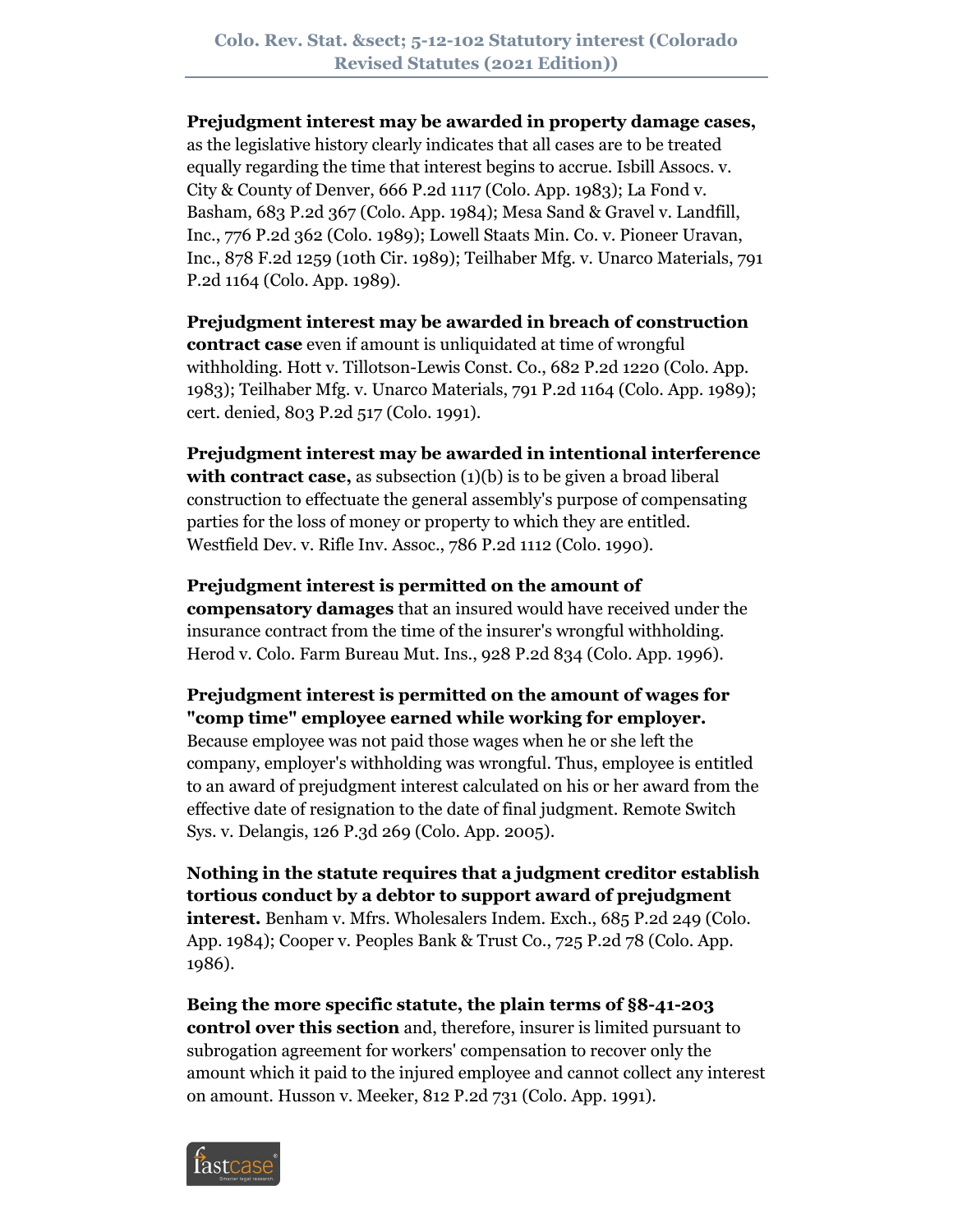**Prejudgment interest may be awarded in property damage cases,** as the legislative history clearly indicates that all cases are to be treated equally regarding the time that interest begins to accrue. Isbill Assocs. v. City & County of Denver, 666 P.2d 1117 (Colo. App. 1983); La Fond v. Basham, 683 P.2d 367 (Colo. App. 1984); Mesa Sand & Gravel v. Landfill, Inc., 776 P.2d 362 (Colo. 1989); Lowell Staats Min. Co. v. Pioneer Uravan, Inc., 878 F.2d 1259 (10th Cir. 1989); Teilhaber Mfg. v. Unarco Materials, 791 P.2d 1164 (Colo. App. 1989).

**Prejudgment interest may be awarded in breach of construction contract case** even if amount is unliquidated at time of wrongful withholding. Hott v. Tillotson-Lewis Const. Co., 682 P.2d 1220 (Colo. App. 1983); Teilhaber Mfg. v. Unarco Materials, 791 P.2d 1164 (Colo. App. 1989); cert. denied, 803 P.2d 517 (Colo. 1991).

**Prejudgment interest may be awarded in intentional interference with contract case,** as subsection (1)(b) is to be given a broad liberal construction to effectuate the general assembly's purpose of compensating parties for the loss of money or property to which they are entitled. Westfield Dev. v. Rifle Inv. Assoc., 786 P.2d 1112 (Colo. 1990).

**Prejudgment interest is permitted on the amount of compensatory damages** that an insured would have received under the insurance contract from the time of the insurer's wrongful withholding. Herod v. Colo. Farm Bureau Mut. Ins., 928 P.2d 834 (Colo. App. 1996).

**Prejudgment interest is permitted on the amount of wages for "comp time" employee earned while working for employer.** Because employee was not paid those wages when he or she left the company, employer's withholding was wrongful. Thus, employee is entitled to an award of prejudgment interest calculated on his or her award from the effective date of resignation to the date of final judgment. Remote Switch Sys. v. Delangis, 126 P.3d 269 (Colo. App. 2005).

**Nothing in the statute requires that a judgment creditor establish tortious conduct by a debtor to support award of prejudgment interest.** Benham v. Mfrs. Wholesalers Indem. Exch., 685 P.2d 249 (Colo. App. 1984); Cooper v. Peoples Bank & Trust Co., 725 P.2d 78 (Colo. App. 1986).

**Being the more specific statute, the plain terms of §8-41-203 control over this section** and, therefore, insurer is limited pursuant to subrogation agreement for workers' compensation to recover only the amount which it paid to the injured employee and cannot collect any interest on amount. Husson v. Meeker, 812 P.2d 731 (Colo. App. 1991).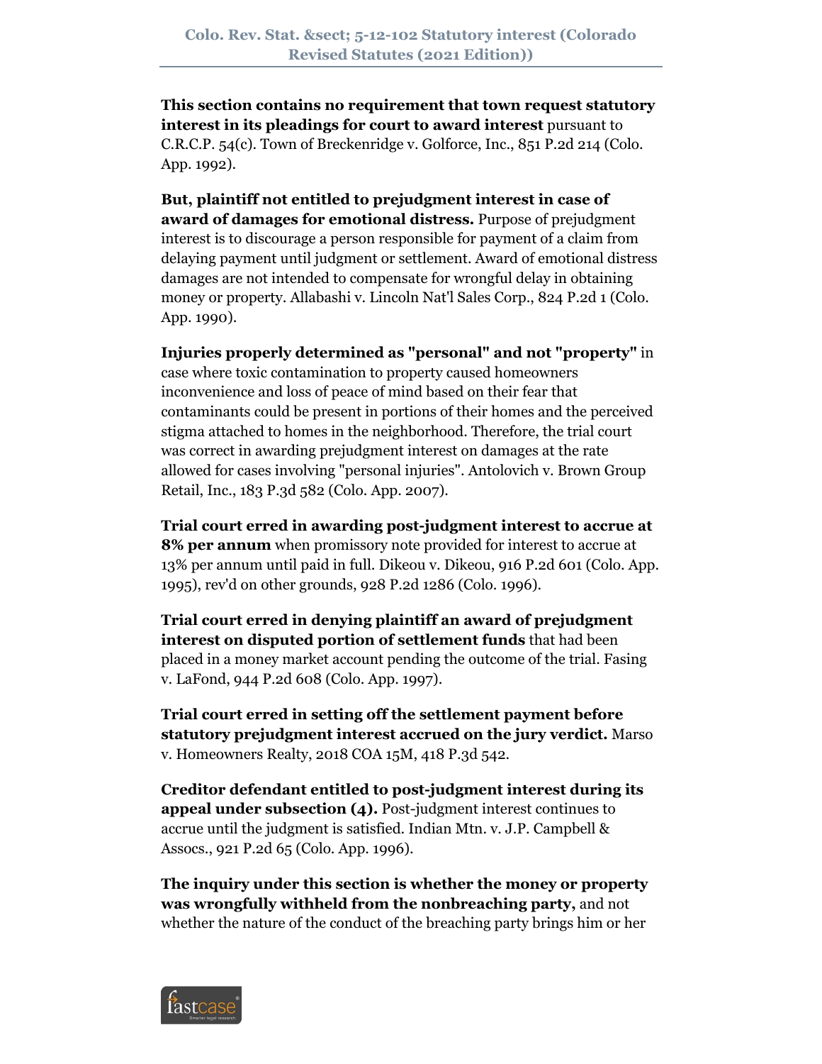**This section contains no requirement that town request statutory interest in its pleadings for court to award interest** pursuant to C.R.C.P. 54(c). Town of Breckenridge v. Golforce, Inc., 851 P.2d 214 (Colo. App. 1992).

**But, plaintiff not entitled to prejudgment interest in case of award of damages for emotional distress.** Purpose of prejudgment interest is to discourage a person responsible for payment of a claim from delaying payment until judgment or settlement. Award of emotional distress damages are not intended to compensate for wrongful delay in obtaining money or property. Allabashi v. Lincoln Nat'l Sales Corp., 824 P.2d 1 (Colo. App. 1990).

**Injuries properly determined as "personal" and not "property"** in case where toxic contamination to property caused homeowners inconvenience and loss of peace of mind based on their fear that contaminants could be present in portions of their homes and the perceived stigma attached to homes in the neighborhood. Therefore, the trial court was correct in awarding prejudgment interest on damages at the rate allowed for cases involving "personal injuries". Antolovich v. Brown Group Retail, Inc., 183 P.3d 582 (Colo. App. 2007).

**Trial court erred in awarding post-judgment interest to accrue at 8% per annum** when promissory note provided for interest to accrue at 13% per annum until paid in full. Dikeou v. Dikeou, 916 P.2d 601 (Colo. App. 1995), rev'd on other grounds, 928 P.2d 1286 (Colo. 1996).

**Trial court erred in denying plaintiff an award of prejudgment interest on disputed portion of settlement funds** that had been placed in a money market account pending the outcome of the trial. Fasing v. LaFond, 944 P.2d 608 (Colo. App. 1997).

**Trial court erred in setting off the settlement payment before statutory prejudgment interest accrued on the jury verdict.** Marso v. Homeowners Realty, 2018 COA 15M, 418 P.3d 542.

**Creditor defendant entitled to post-judgment interest during its appeal under subsection (4).** Post-judgment interest continues to accrue until the judgment is satisfied. Indian Mtn. v. J.P. Campbell & Assocs., 921 P.2d 65 (Colo. App. 1996).

**The inquiry under this section is whether the money or property was wrongfully withheld from the nonbreaching party,** and not whether the nature of the conduct of the breaching party brings him or her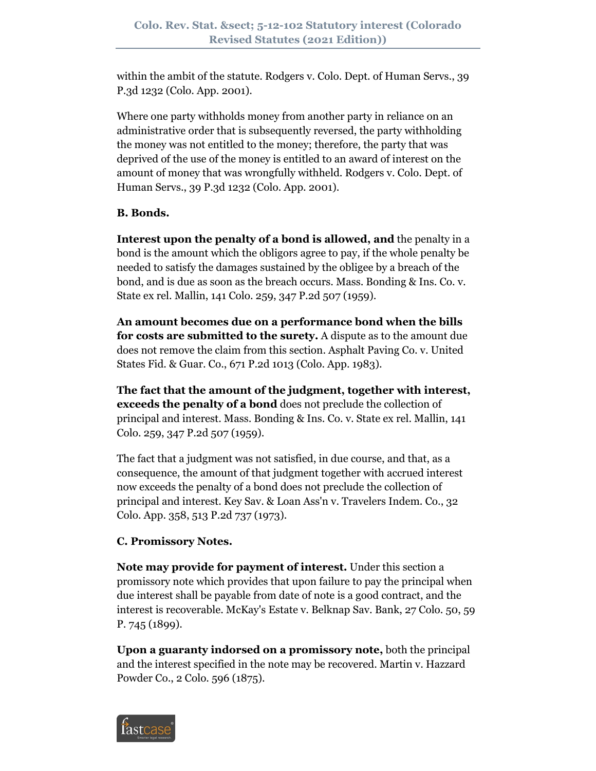within the ambit of the statute. Rodgers v. Colo. Dept. of Human Servs., 39 P.3d 1232 (Colo. App. 2001).

Where one party withholds money from another party in reliance on an administrative order that is subsequently reversed, the party withholding the money was not entitled to the money; therefore, the party that was deprived of the use of the money is entitled to an award of interest on the amount of money that was wrongfully withheld. Rodgers v. Colo. Dept. of Human Servs., 39 P.3d 1232 (Colo. App. 2001).

**B. Bonds.**

**Interest upon the penalty of a bond is allowed, and** the penalty in a bond is the amount which the obligors agree to pay, if the whole penalty be needed to satisfy the damages sustained by the obligee by a breach of the bond, and is due as soon as the breach occurs. Mass. Bonding & Ins. Co. v. State ex rel. Mallin, 141 Colo. 259, 347 P.2d 507 (1959).

**An amount becomes due on a performance bond when the bills for costs are submitted to the surety.** A dispute as to the amount due does not remove the claim from this section. Asphalt Paving Co. v. United States Fid. & Guar. Co., 671 P.2d 1013 (Colo. App. 1983).

**The fact that the amount of the judgment, together with interest, exceeds the penalty of a bond** does not preclude the collection of principal and interest. Mass. Bonding & Ins. Co. v. State ex rel. Mallin, 141 Colo. 259, 347 P.2d 507 (1959).

The fact that a judgment was not satisfied, in due course, and that, as a consequence, the amount of that judgment together with accrued interest now exceeds the penalty of a bond does not preclude the collection of principal and interest. Key Sav. & Loan Ass'n v. Travelers Indem. Co., 32 Colo. App. 358, 513 P.2d 737 (1973).

**C. Promissory Notes.**

**Note may provide for payment of interest.** Under this section a promissory note which provides that upon failure to pay the principal when due interest shall be payable from date of note is a good contract, and the interest is recoverable. McKay's Estate v. Belknap Sav. Bank, 27 Colo. 50, 59 P. 745 (1899).

**Upon a guaranty indorsed on a promissory note,** both the principal and the interest specified in the note may be recovered. Martin v. Hazzard Powder Co., 2 Colo. 596 (1875).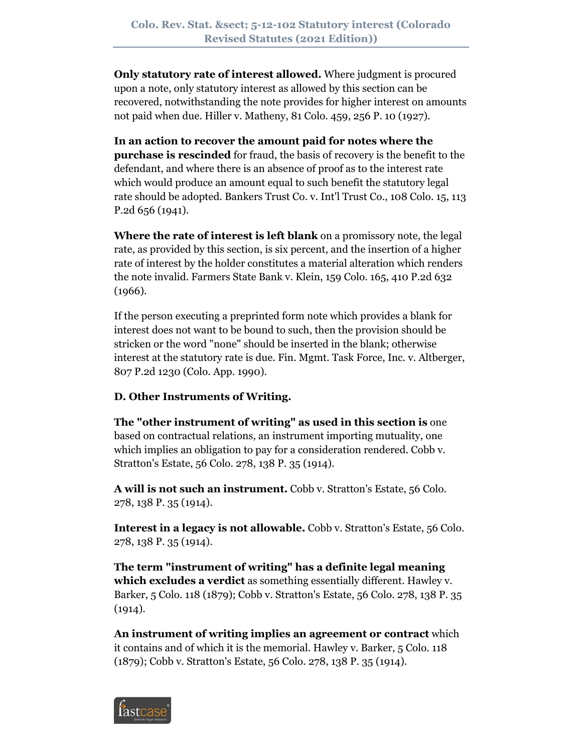**Only statutory rate of interest allowed.** Where judgment is procured upon a note, only statutory interest as allowed by this section can be recovered, notwithstanding the note provides for higher interest on amounts not paid when due. Hiller v. Matheny, 81 Colo. 459, 256 P. 10 (1927).

**In an action to recover the amount paid for notes where the purchase is rescinded** for fraud, the basis of recovery is the benefit to the defendant, and where there is an absence of proof as to the interest rate which would produce an amount equal to such benefit the statutory legal rate should be adopted. Bankers Trust Co. v. Int'l Trust Co., 108 Colo. 15, 113 P.2d 656 (1941).

**Where the rate of interest is left blank** on a promissory note, the legal rate, as provided by this section, is six percent, and the insertion of a higher rate of interest by the holder constitutes a material alteration which renders the note invalid. Farmers State Bank v. Klein, 159 Colo. 165, 410 P.2d 632 (1966).

If the person executing a preprinted form note which provides a blank for interest does not want to be bound to such, then the provision should be stricken or the word "none" should be inserted in the blank; otherwise interest at the statutory rate is due. Fin. Mgmt. Task Force, Inc. v. Altberger, 807 P.2d 1230 (Colo. App. 1990).

**D. Other Instruments of Writing.**

**The "other instrument of writing" as used in this section is** one based on contractual relations, an instrument importing mutuality, one which implies an obligation to pay for a consideration rendered. Cobb v. Stratton's Estate, 56 Colo. 278, 138 P. 35 (1914).

**A will is not such an instrument.** Cobb v. Stratton's Estate, 56 Colo. 278, 138 P. 35 (1914).

**Interest in a legacy is not allowable.** Cobb v. Stratton's Estate, 56 Colo. 278, 138 P. 35 (1914).

**The term "instrument of writing" has a definite legal meaning which excludes a verdict** as something essentially different. Hawley v. Barker, 5 Colo. 118 (1879); Cobb v. Stratton's Estate, 56 Colo. 278, 138 P. 35 (1914).

**An instrument of writing implies an agreement or contract** which it contains and of which it is the memorial. Hawley v. Barker, 5 Colo. 118 (1879); Cobb v. Stratton's Estate, 56 Colo. 278, 138 P. 35 (1914).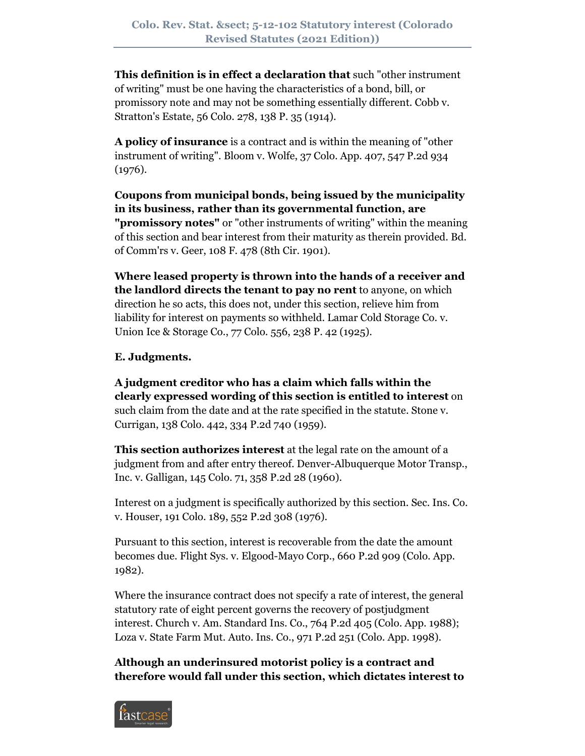**This definition is in effect a declaration that** such "other instrument of writing" must be one having the characteristics of a bond, bill, or promissory note and may not be something essentially different. Cobb v. Stratton's Estate, 56 Colo. 278, 138 P. 35 (1914).

**A policy of insurance** is a contract and is within the meaning of "other instrument of writing". Bloom v. Wolfe, 37 Colo. App. 407, 547 P.2d 934 (1976).

**Coupons from municipal bonds, being issued by the municipality in its business, rather than its governmental function, are "promissory notes"** or "other instruments of writing" within the meaning of this section and bear interest from their maturity as therein provided. Bd. of Comm'rs v. Geer, 108 F. 478 (8th Cir. 1901).

**Where leased property is thrown into the hands of a receiver and the landlord directs the tenant to pay no rent** to anyone, on which direction he so acts, this does not, under this section, relieve him from liability for interest on payments so withheld. Lamar Cold Storage Co. v. Union Ice & Storage Co., 77 Colo. 556, 238 P. 42 (1925).

**E. Judgments.**

**A judgment creditor who has a claim which falls within the clearly expressed wording of this section is entitled to interest** on such claim from the date and at the rate specified in the statute. Stone v. Curragan, 138 Colo. 442, 334 P.2d 740 (1959).

**This section authorizes interest** at the legal rate on the amount of a judgment from and after entry thereof. Denver-Albuquerque Motor Transp., Inc. v. Galligan, 145 Colo. 71, 358 P.2d 28 (1960).

Interest on a judgment is specifically authorized by this section. Sec. Ins. Co. v. Houser, 191 Colo. 189, 552 P.2d 308 (1976).

Pursuant to this section, interest is recoverable from the date the amount becomes due. Flight Sys. v. Elgood-Mayo Corp., 660 P.2d 909 (Colo. App. 1982).

Where the insurance contract does not specify a rate of interest, the general statutory rate of eight percent governs the recovery of postjudgment interest. Church v. Am. Standard Ins. Co., 764 P.2d 405 (Colo. App. 1988); Loza v. State Farm Mut. Auto. Ins. Co., 971 P.2d 251 (Colo. App. 1998).

**Although an underinsured motorist policy is a contract and therefore would fall under this section, which dictates interest to**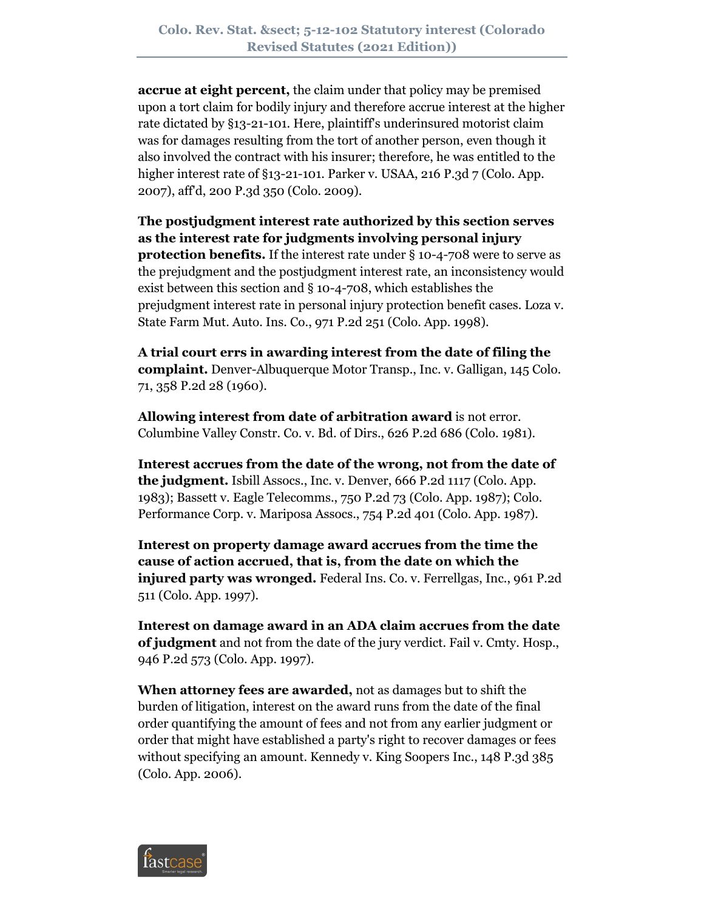**accrue at eight percent,** the claim under that policy may be premised upon a tort claim for bodily injury and therefore accrue interest at the higher rate dictated by §13-21-101. Here, plaintiff's underinsured motorist claim was for damages resulting from the tort of another person, even though it also involved the contract with his insurer; therefore, he was entitled to the higher interest rate of §13-21-101. Parker v. USAA, 216 P.3d 7 (Colo. App. 2007), aff'd, 200 P.3d 350 (Colo. 2009).

**The postjudgment interest rate authorized by this section serves as the interest rate for judgments involving personal injury protection benefits.** If the interest rate under § 10-4-708 were to serve as the prejudgment and the postjudgment interest rate, an inconsistency would exist between this section and § 10-4-708, which establishes the prejudgment interest rate in personal injury protection benefit cases. Loza v. State Farm Mut. Auto. Ins. Co., 971 P.2d 251 (Colo. App. 1998).

**A trial court errs in awarding interest from the date of filing the complaint.** Denver-Albuquerque Motor Transp., Inc. v. Galligan, 145 Colo. 71, 358 P.2d 28 (1960).

**Allowing interest from date of arbitration award** is not error. Columbine Valley Constr. Co. v. Bd. of Dirs., 626 P.2d 686 (Colo. 1981).

**Interest accrues from the date of the wrong, not from the date of the judgment.** Isbill Assocs., Inc. v. Denver, 666 P.2d 1117 (Colo. App. 1983); Bassett v. Eagle Telecomms., 750 P.2d 73 (Colo. App. 1987); Colo. Performance Corp. v. Mariposa Assocs., 754 P.2d 401 (Colo. App. 1987).

**Interest on property damage award accrues from the time the cause of action accrued, that is, from the date on which the injured party was wronged.** Federal Ins. Co. v. Ferrellgas, Inc., 961 P.2d 511 (Colo. App. 1997).

**Interest on damage award in an ADA claim accrues from the date of judgment** and not from the date of the jury verdict. Fail v. Cmty. Hosp., 946 P.2d 573 (Colo. App. 1997).

**When attorney fees are awarded,** not as damages but to shift the burden of litigation, interest on the award runs from the date of the final order quantifying the amount of fees and not from any earlier judgment or order that might have established a party's right to recover damages or fees without specifying an amount. Kennedy v. King Soopers Inc., 148 P.3d 385 (Colo. App. 2006).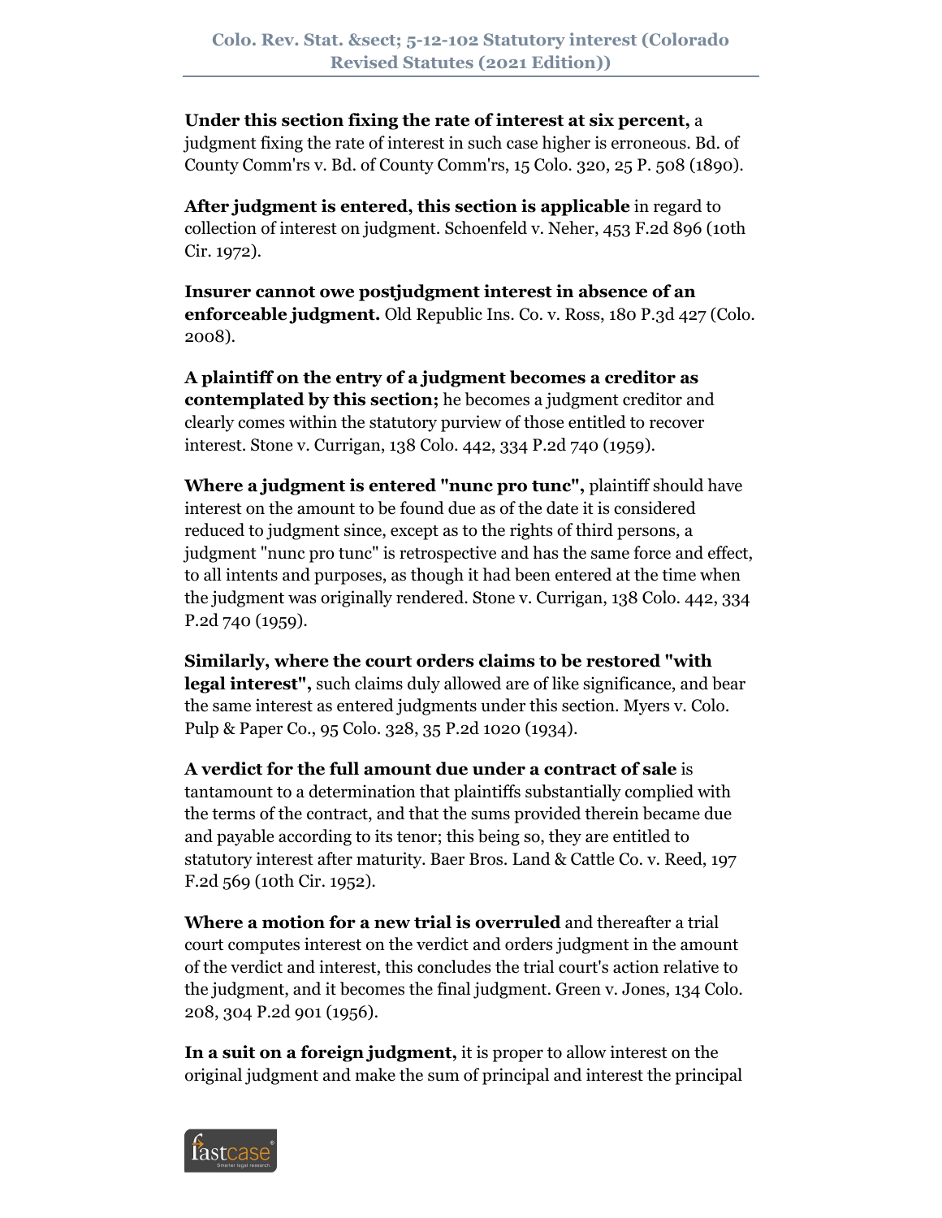**Under this section fixing the rate of interest at six percent,** a judgment fixing the rate of interest in such case higher is erroneous. Bd. of County Comm'rs v. Bd. of County Comm'rs, 15 Colo. 320, 25 P. 508 (1890).

**After judgment is entered, this section is applicable** in regard to collection of interest on judgment. Schoenfeld v. Neher, 453 F.2d 896 (10th Cir. 1972).

**Insurer cannot owe postjudgment interest in absence of an enforceable judgment.** Old Republic Ins. Co. v. Ross, 180 P.3d 427 (Colo. 2008).

**A plaintiff on the entry of a judgment becomes a creditor as contemplated by this section;** he becomes a judgment creditor and clearly comes within the statutory purview of those entitled to recover interest. Stone v. Currigan, 138 Colo. 442, 334 P.2d 740 (1959).

**Where a judgment is entered "nunc pro tunc",** plaintiff should have interest on the amount to be found due as of the date it is considered reduced to judgment since, except as to the rights of third persons, a judgment "nunc pro tunc" is retrospective and has the same force and effect, to all intents and purposes, as though it had been entered at the time when the judgment was originally rendered. Stone v. Currigan, 138 Colo. 442, 334 P.2d 740 (1959).

**Similarly, where the court orders claims to be restored "with legal interest",** such claims duly allowed are of like significance, and bear the same interest as entered judgments under this section. Myers v. Colo. Pulp & Paper Co., 95 Colo. 328, 35 P.2d 1020 (1934).

**A verdict for the full amount due under a contract of sale** is tantamount to a determination that plaintiffs substantially complied with the terms of the contract, and that the sums provided therein became due and payable according to its tenor; this being so, they are entitled to statutory interest after maturity. Baer Bros. Land & Cattle Co. v. Reed, 197 F.2d 569 (10th Cir. 1952).

**Where a motion for a new trial is overruled** and thereafter a trial court computes interest on the verdict and orders judgment in the amount of the verdict and interest, this concludes the trial court's action relative to the judgment, and it becomes the final judgment. Green v. Jones, 134 Colo. 208, 304 P.2d 901 (1956).

**In a suit on a foreign judgment,** it is proper to allow interest on the original judgment and make the sum of principal and interest the principal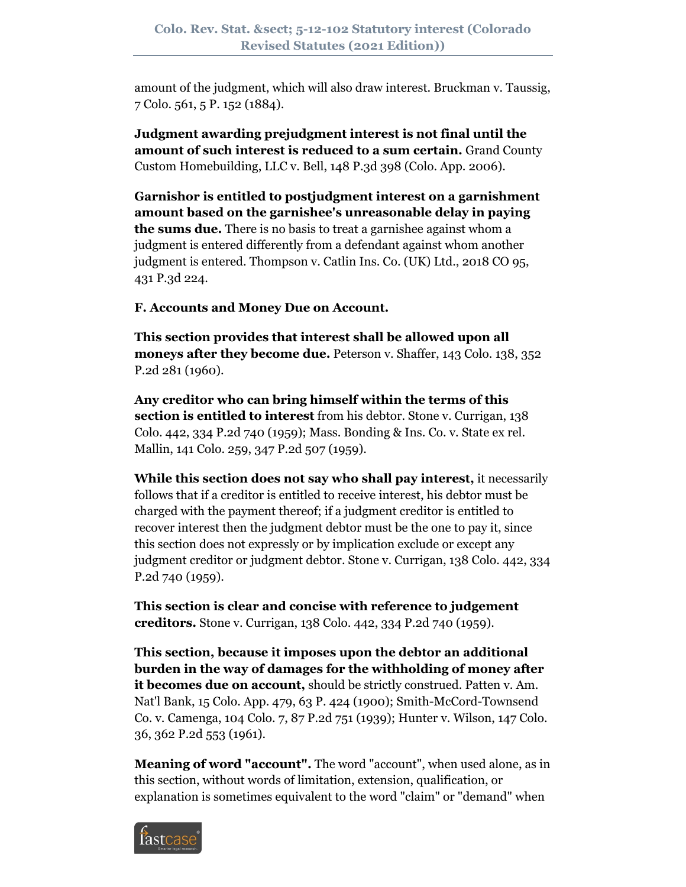amount of the judgment, which will also draw interest. Bruckman v. Taussig, 7 Colo. 561, 5 P. 152 (1884).

**Judgment awarding prejudgment interest is not final until the amount of such interest is reduced to a sum certain.** Grand County Custom Homebuilding, LLC v. Bell, 148 P.3d 398 (Colo. App. 2006).

**Garnishor is entitled to postjudgment interest on a garnishment amount based on the garnishee's unreasonable delay in paying the sums due.** There is no basis to treat a garnishee against whom a judgment is entered differently from a defendant against whom another judgment is entered. Thompson v. Catlin Ins. Co. (UK) Ltd., 2018 CO 95, 431 P.3d 224.

**F. Accounts and Money Due on Account.**

**This section provides that interest shall be allowed upon all moneys after they become due.** Peterson v. Shaffer, 143 Colo. 138, 352 P.2d 281 (1960).

**Any creditor who can bring himself within the terms of this section is entitled to interest** from his debtor. Stone v. Currigan, 138 Colo. 442, 334 P.2d 740 (1959); Mass. Bonding & Ins. Co. v. State ex rel. Mallin, 141 Colo. 259, 347 P.2d 507 (1959).

**While this section does not say who shall pay interest,** it necessarily follows that if a creditor is entitled to receive interest, his debtor must be charged with the payment thereof; if a judgment creditor is entitled to recover interest then the judgment debtor must be the one to pay it, since this section does not expressly or by implication exclude or except any judgment creditor or judgment debtor. Stone v. Currigan, 138 Colo. 442, 334 P.2d 740 (1959).

**This section is clear and concise with reference to judgement creditors.** Stone v. Currigan, 138 Colo. 442, 334 P.2d 740 (1959).

**This section, because it imposes upon the debtor an additional burden in the way of damages for the withholding of money after it becomes due on account,** should be strictly construed. Patten v. Am. Nat'l Bank, 15 Colo. App. 479, 63 P. 424 (1900); Smith-McCord-Townsend Co. v. Camenga, 104 Colo. 7, 87 P.2d 751 (1939); Hunter v. Wilson, 147 Colo. 36, 362 P.2d 553 (1961).

**Meaning of word "account".** The word "account", when used alone, as in this section, without words of limitation, extension, qualification, or explanation is sometimes equivalent to the word "claim" or "demand" when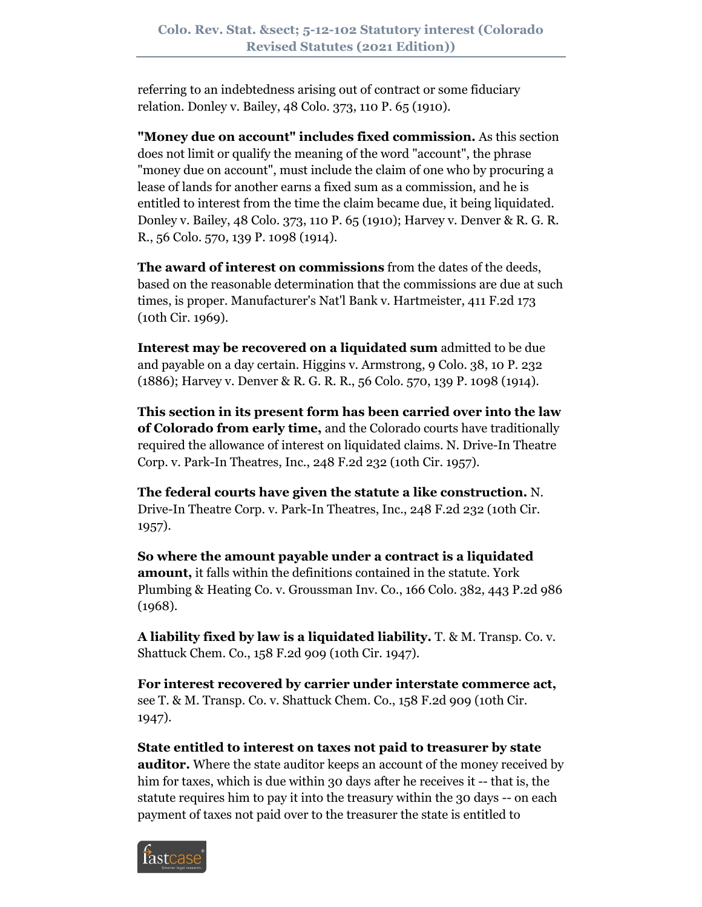referring to an indebtedness arising out of contract or some fiduciary relation. Donley v. Bailey, 48 Colo. 373, 110 P. 65 (1910).

**"Money due on account" includes fixed commission.** As this section does not limit or qualify the meaning of the word "account", the phrase "money due on account", must include the claim of one who by procuring a lease of lands for another earns a fixed sum as a commission, and he is entitled to interest from the time the claim became due, it being liquidated. Donley v. Bailey, 48 Colo. 373, 110 P. 65 (1910); Harvey v. Denver & R. G. R. R., 56 Colo. 570, 139 P. 1098 (1914).

**The award of interest on commissions** from the dates of the deeds, based on the reasonable determination that the commissions are due at such times, is proper. Manufacturer's Nat'l Bank v. Hartmeister, 411 F.2d 173 (10th Cir. 1969).

**Interest may be recovered on a liquidated sum** admitted to be due and payable on a day certain. Higgins v. Armstrong, 9 Colo. 38, 10 P. 232 (1886); Harvey v. Denver & R. G. R. R., 56 Colo. 570, 139 P. 1098 (1914).

**This section in its present form has been carried over into the law of Colorado from early time,** and the Colorado courts have traditionally required the allowance of interest on liquidated claims. N. Drive-In Theatre Corp. v. Park-In Theatres, Inc., 248 F.2d 232 (10th Cir. 1957).

**The federal courts have given the statute a like construction.** N. Drive-In Theatre Corp. v. Park-In Theatres, Inc., 248 F.2d 232 (10th Cir. 1957).

**So where the amount payable under a contract is a liquidated amount,** it falls within the definitions contained in the statute. York Plumbing & Heating Co. v. Groussman Inv. Co., 166 Colo. 382, 443 P.2d 986 (1968).

**A liability fixed by law is a liquidated liability.** T. & M. Transp. Co. v. Shattuck Chem. Co., 158 F.2d 909 (10th Cir. 1947).

**For interest recovered by carrier under interstate commerce act,** see T. & M. Transp. Co. v. Shattuck Chem. Co., 158 F.2d 909 (10th Cir. 1947).

**State entitled to interest on taxes not paid to treasurer by state auditor.** Where the state auditor keeps an account of the money received by him for taxes, which is due within 30 days after he receives it -- that is, the statute requires him to pay it into the treasury within the 30 days -- on each payment of taxes not paid over to the treasurer the state is entitled to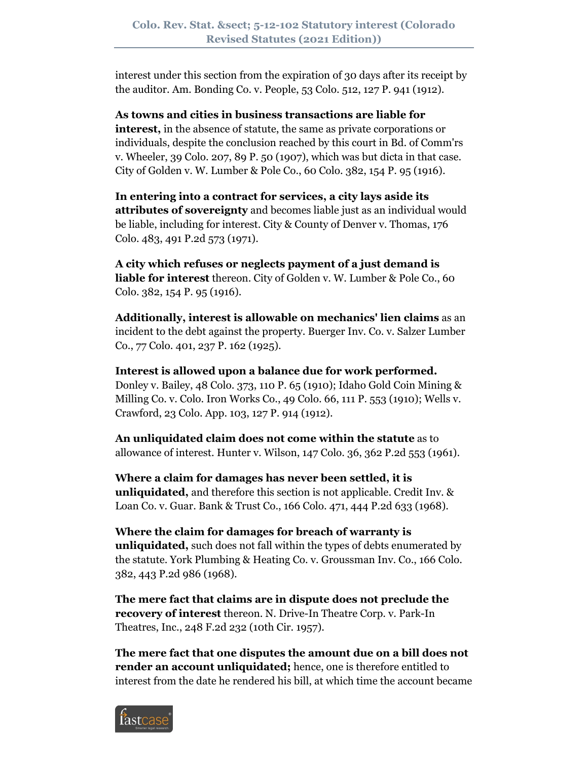interest under this section from the expiration of 30 days after its receipt by the auditor. Am. Bonding Co. v. People, 53 Colo. 512, 127 P. 941 (1912).

**As towns and cities in business transactions are liable for interest,** in the absence of statute, the same as private corporations or individuals, despite the conclusion reached by this court in Bd. of Comm'rs v. Wheeler, 39 Colo. 207, 89 P. 50 (1907), which was but dicta in that case. City of Golden v. W. Lumber & Pole Co., 60 Colo. 382, 154 P. 95 (1916).

**In entering into a contract for services, a city lays aside its attributes of sovereignty** and becomes liable just as an individual would be liable, including for interest. City & County of Denver v. Thomas, 176 Colo. 483, 491 P.2d 573 (1971).

**A city which refuses or neglects payment of a just demand is liable for interest** thereon. City of Golden v. W. Lumber & Pole Co., 60 Colo. 382, 154 P. 95 (1916).

**Additionally, interest is allowable on mechanics' lien claims** as an incident to the debt against the property. Buerger Inv. Co. v. Salzer Lumber Co., 77 Colo. 401, 237 P. 162 (1925).

**Interest is allowed upon a balance due for work performed.** Donley v. Bailey, 48 Colo. 373, 110 P. 65 (1910); Idaho Gold Coin Mining & Milling Co. v. Colo. Iron Works Co., 49 Colo. 66, 111 P. 553 (1910); Wells v. Crawford, 23 Colo. App. 103, 127 P. 914 (1912).

**An unliquidated claim does not come within the statute** as to allowance of interest. Hunter v. Wilson, 147 Colo. 36, 362 P.2d 553 (1961).

**Where a claim for damages has never been settled, it is unliquidated,** and therefore this section is not applicable. Credit Inv. & Loan Co. v. Guar. Bank & Trust Co., 166 Colo. 471, 444 P.2d 633 (1968).

**Where the claim for damages for breach of warranty is unliquidated,** such does not fall within the types of debts enumerated by the statute. York Plumbing & Heating Co. v. Groussman Inv. Co., 166 Colo. 382, 443 P.2d 986 (1968).

**The mere fact that claims are in dispute does not preclude the recovery of interest** thereon. N. Drive-In Theatre Corp. v. Park-In Theatres, Inc., 248 F.2d 232 (10th Cir. 1957).

**The mere fact that one disputes the amount due on a bill does not render an account unliquidated;** hence, one is therefore entitled to interest from the date he rendered his bill, at which time the account became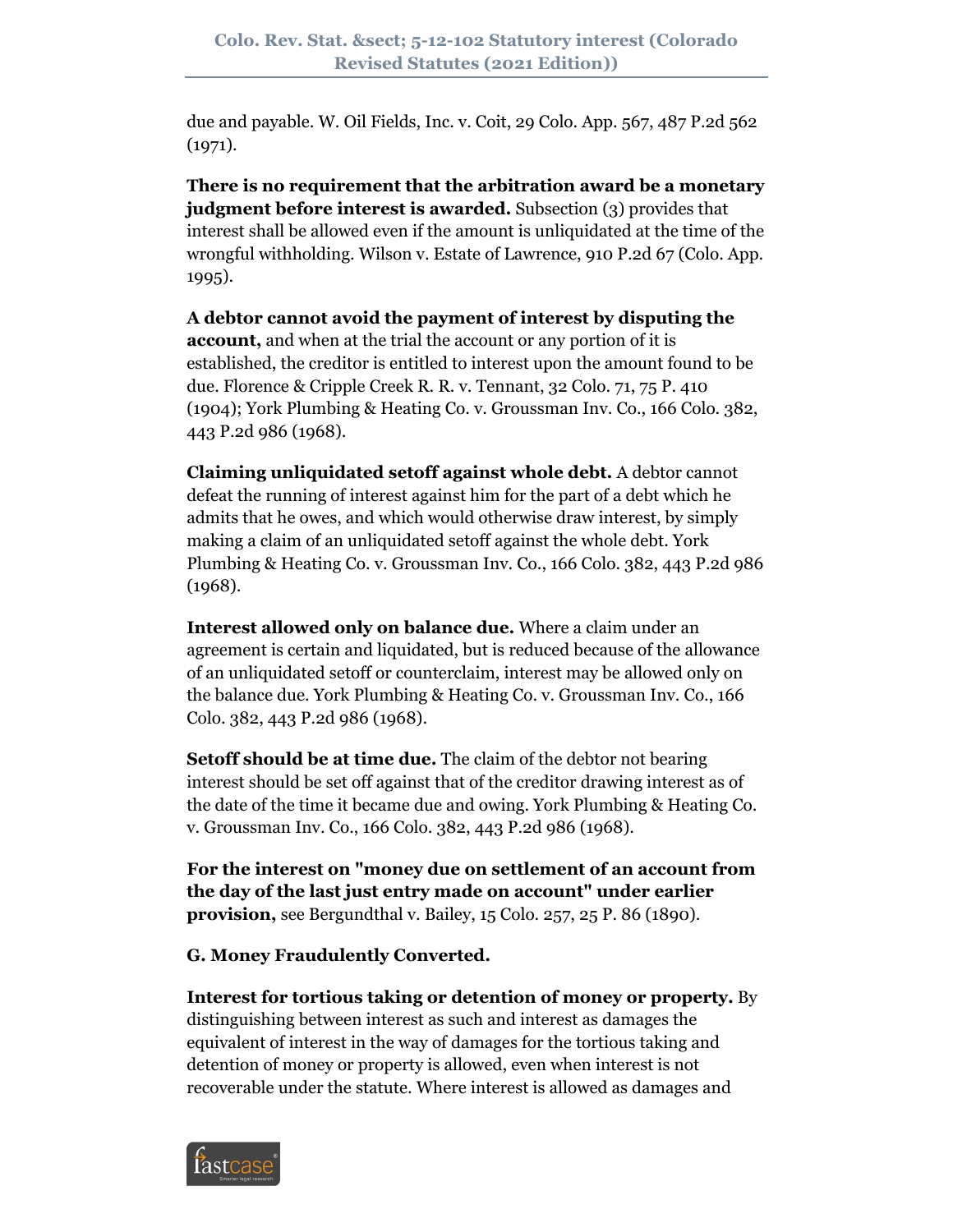due and payable. W. Oil Fields, Inc. v. Coit, 29 Colo. App. 567, 487 P.2d 562 (1971).

**There is no requirement that the arbitration award be a monetary judgment before interest is awarded.** Subsection (3) provides that interest shall be allowed even if the amount is unliquidated at the time of the wrongful withholding. Wilson v. Estate of Lawrence, 910 P.2d 67 (Colo. App. 1995).

**A debtor cannot avoid the payment of interest by disputing the account,** and when at the trial the account or any portion of it is established, the creditor is entitled to interest upon the amount found to be due. Florence & Cripple Creek R. R. v. Tennant, 32 Colo. 71, 75 P. 410 (1904); York Plumbing & Heating Co. v. Groussman Inv. Co., 166 Colo. 382, 443 P.2d 986 (1968).

**Claiming unliquidated setoff against whole debt.** A debtor cannot defeat the running of interest against him for the part of a debt which he admits that he owes, and which would otherwise draw interest, by simply making a claim of an unliquidated setoff against the whole debt. York Plumbing & Heating Co. v. Groussman Inv. Co., 166 Colo. 382, 443 P.2d 986 (1968).

**Interest allowed only on balance due.** Where a claim under an agreement is certain and liquidated, but is reduced because of the allowance of an unliquidated setoff or counterclaim, interest may be allowed only on the balance due. York Plumbing & Heating Co. v. Groussman Inv. Co., 166 Colo. 382, 443 P.2d 986 (1968).

**Setoff should be at time due.** The claim of the debtor not bearing interest should be set off against that of the creditor drawing interest as of the date of the time it became due and owing. York Plumbing & Heating Co. v. Groussman Inv. Co., 166 Colo. 382, 443 P.2d 986 (1968).

**For the interest on "money due on settlement of an account from the day of the last just entry made on account" under earlier provision,** see Bergundthal v. Bailey, 15 Colo. 257, 25 P. 86 (1890).

**G. Money Fraudulently Converted.**

**Interest for tortious taking or detention of money or property.** By distinguishing between interest as such and interest as damages the equivalent of interest in the way of damages for the tortious taking and detention of money or property is allowed, even when interest is not recoverable under the statute. Where interest is allowed as damages and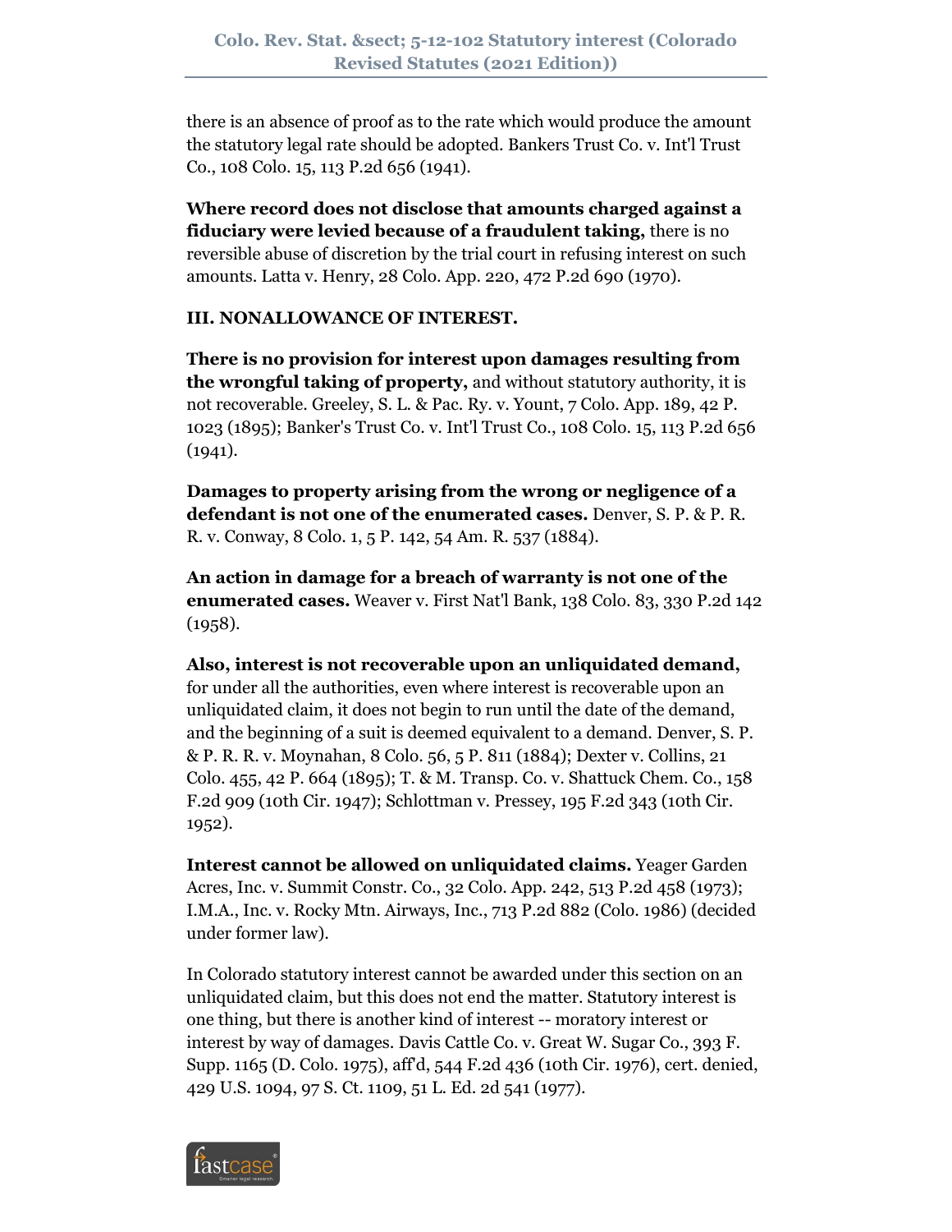there is an absence of proof as to the rate which would produce the amount the statutory legal rate should be adopted. Bankers Trust Co. v. Int'l Trust Co., 108 Colo. 15, 113 P.2d 656 (1941).

**Where record does not disclose that amounts charged against a fiduciary were levied because of a fraudulent taking,** there is no reversible abuse of discretion by the trial court in refusing interest on such amounts. Latta v. Henry, 28 Colo. App. 220, 472 P.2d 690 (1970).

**III. NONALLOWANCE OF INTEREST.**

**There is no provision for interest upon damages resulting from the wrongful taking of property,** and without statutory authority, it is not recoverable. Greeley, S. L. & Pac. Ry. v. Yount, 7 Colo. App. 189, 42 P. 1023 (1895); Banker's Trust Co. v. Int'l Trust Co., 108 Colo. 15, 113 P.2d 656 (1941).

**Damages to property arising from the wrong or negligence of a defendant is not one of the enumerated cases.** Denver, S. P. & P. R. R. v. Conway, 8 Colo. 1, 5 P. 142, 54 Am. R. 537 (1884).

**An action in damage for a breach of warranty is not one of the enumerated cases.** Weaver v. First Nat'l Bank, 138 Colo. 83, 330 P.2d 142 (1958).

**Also, interest is not recoverable upon an unliquidated demand,** for under all the authorities, even where interest is recoverable upon an unliquidated claim, it does not begin to run until the date of the demand, and the beginning of a suit is deemed equivalent to a demand. Denver, S. P. & P. R. R. v. Moynahan, 8 Colo. 56, 5 P. 811 (1884); Dexter v. Collins, 21 Colo. 455, 42 P. 664 (1895); T. & M. Transp. Co. v. Shattuck Chem. Co., 158 F.2d 909 (10th Cir. 1947); Schlottman v. Pressey, 195 F.2d 343 (10th Cir. 1952).

**Interest cannot be allowed on unliquidated claims.** Yeager Garden Acres, Inc. v. Summit Constr. Co., 32 Colo. App. 242, 513 P.2d 458 (1973); I.M.A., Inc. v. Rocky Mtn. Airways, Inc., 713 P.2d 882 (Colo. 1986) (decided under former law).

In Colorado statutory interest cannot be awarded under this section on an unliquidated claim, but this does not end the matter. Statutory interest is one thing, but there is another kind of interest -- moratory interest or interest by way of damages. Davis Cattle Co. v. Great W. Sugar Co., 393 F. Supp. 1165 (D. Colo. 1975), aff'd, 544 F.2d 436 (10th Cir. 1976), cert. denied, 429 U.S. 1094, 97 S. Ct. 1109, 51 L. Ed. 2d 541 (1977).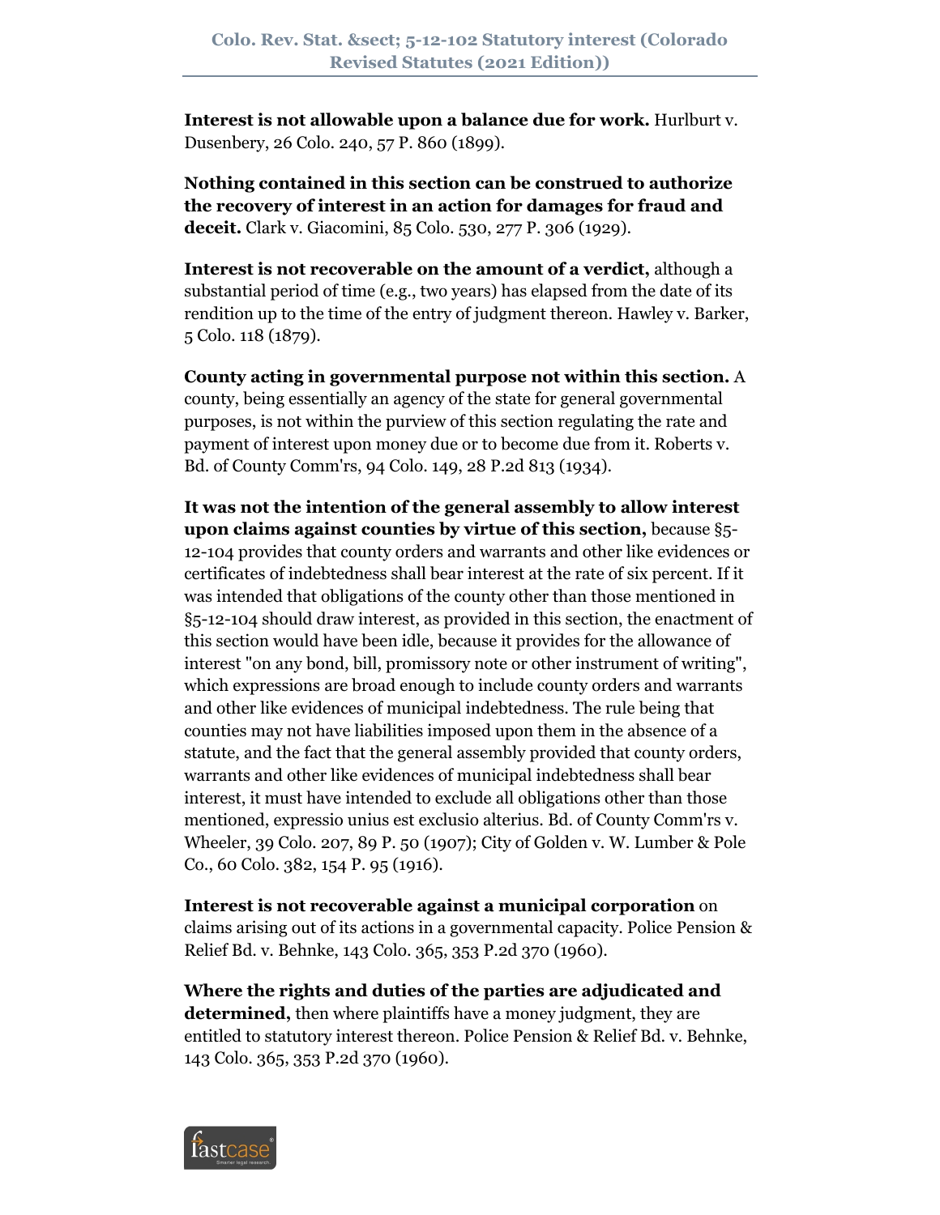**Interest is not allowable upon a balance due for work.** Hurlburt v. Dusenbery, 26 Colo. 240, 57 P. 860 (1899).

**Nothing contained in this section can be construed to authorize the recovery of interest in an action for damages for fraud and deceit.** Clark v. Giacomini, 85 Colo. 530, 277 P. 306 (1929).

**Interest is not recoverable on the amount of a verdict,** although a substantial period of time (e.g., two years) has elapsed from the date of its rendition up to the time of the entry of judgment thereon. Hawley v. Barker, 5 Colo. 118 (1879).

**County acting in governmental purpose not within this section.** A county, being essentially an agency of the state for general governmental purposes, is not within the purview of this section regulating the rate and payment of interest upon money due or to become due from it. Roberts v. Bd. of County Comm'rs, 94 Colo. 149, 28 P.2d 813 (1934).

**It was not the intention of the general assembly to allow interest upon claims against counties by virtue of this section,** because §5-12-104 provides that county orders and warrants and other like evidences or certificates of indebtedness shall bear interest at the rate of six percent. If it was intended that obligations of the county other than those mentioned in §5-12-104 should draw interest, as provided in this section, the enactment of this section would have been idle, because it provides for the allowance of interest "on any bond, bill, promissory note or other instrument of writing", which expressions are broad enough to include county orders and warrants and other like evidences of municipal indebtedness. The rule being that counties may not have liabilities imposed upon them in the absence of a statute, and the fact that the general assembly provided that county orders, warrants and other like evidences of municipal indebtedness shall bear interest, it must have intended to exclude all obligations other than those mentioned, expressio unius est exclusio alterius. Bd. of County Comm'rs v. Wheeler, 39 Colo. 207, 89 P. 50 (1907); City of Golden v. W. Lumber & Pole Co., 60 Colo. 382, 154 P. 95 (1916).

**Interest is not recoverable against a municipal corporation** on claims arising out of its actions in a governmental capacity. Police Pension & Relief Bd. v. Behnke, 143 Colo. 365, 353 P.2d 370 (1960).

**Where the rights and duties of the parties are adjudicated and determined,** then where plaintiffs have a money judgment, they are entitled to statutory interest thereon. Police Pension & Relief Bd. v. Behnke, 143 Colo. 365, 353 P.2d 370 (1960).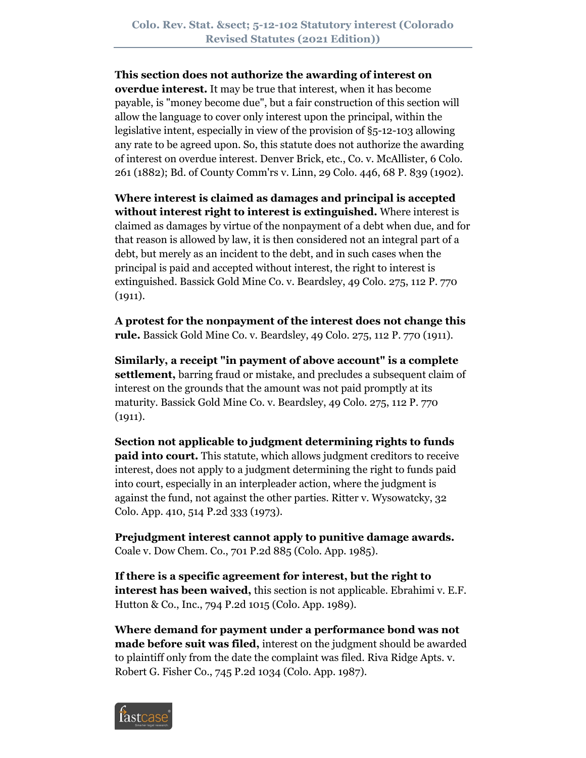**This section does not authorize the awarding of interest on overdue interest.** It may be true that interest, when it has become payable, is "money become due", but a fair construction of this section will allow the language to cover only interest upon the principal, within the legislative intent, especially in view of the provision of §5-12-103 allowing any rate to be agreed upon. So, this statute does not authorize the awarding of interest on overdue interest. Denver Brick, etc., Co. v. McAllister, 6 Colo. 261 (1882); Bd. of County Comm'rs v. Linn, 29 Colo. 446, 68 P. 839 (1902).

**Where interest is claimed as damages and principal is accepted without interest right to interest is extinguished.** Where interest is claimed as damages by virtue of the nonpayment of a debt when due, and for that reason is allowed by law, it is then considered not an integral part of a debt, but merely as an incident to the debt, and in such cases when the principal is paid and accepted without interest, the right to interest is extinguished. Bassick Gold Mine Co. v. Beardsley, 49 Colo. 275, 112 P. 770 (1911).

**A protest for the nonpayment of the interest does not change this rule.** Bassick Gold Mine Co. v. Beardsley, 49 Colo. 275, 112 P. 770 (1911).

**Similarly, a receipt "in payment of above account" is a complete settlement,** barring fraud or mistake, and precludes a subsequent claim of interest on the grounds that the amount was not paid promptly at its maturity. Bassick Gold Mine Co. v. Beardsley, 49 Colo. 275, 112 P. 770 (1911).

**Section not applicable to judgment determining rights to funds paid into court.** This statute, which allows judgment creditors to receive interest, does not apply to a judgment determining the right to funds paid into court, especially in an interpleader action, where the judgment is against the fund, not against the other parties. Ritter v. Wysowatcky, 32 Colo. App. 410, 514 P.2d 333 (1973).

**Prejudgment interest cannot apply to punitive damage awards.** Coale v. Dow Chem. Co., 701 P.2d 885 (Colo. App. 1985).

**If there is a specific agreement for interest, but the right to interest has been waived,** this section is not applicable. Ebrahimi v. E.F. Hutton & Co., Inc., 794 P.2d 1015 (Colo. App. 1989).

**Where demand for payment under a performance bond was not made before suit was filed,** interest on the judgment should be awarded to plaintiff only from the date the complaint was filed. Riva Ridge Apts. v. Robert G. Fisher Co., 745 P.2d 1034 (Colo. App. 1987).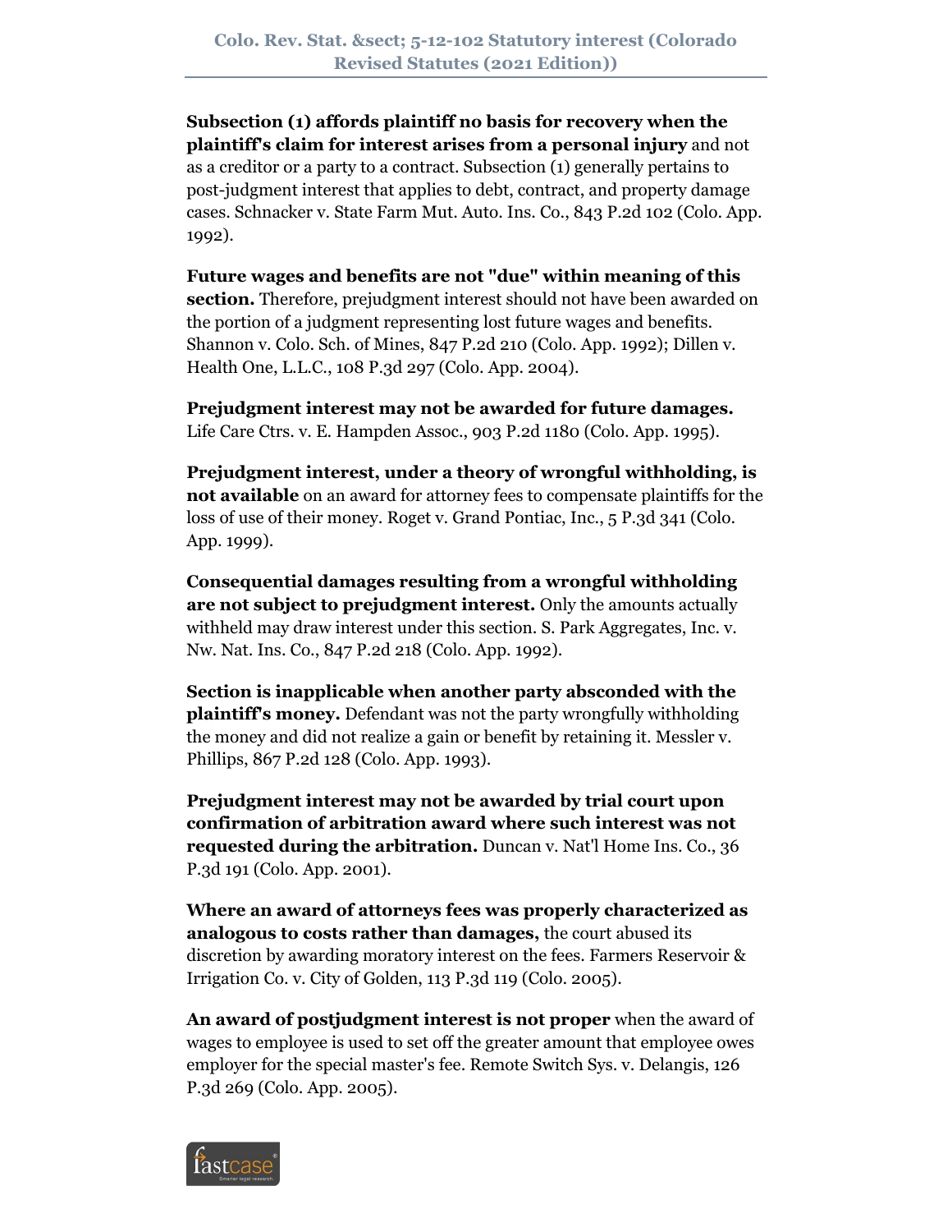**Subsection (1) affords plaintiff no basis for recovery when the plaintiff's claim for interest arises from a personal injury** and not as a creditor or a party to a contract. Subsection (1) generally pertains to post-judgment interest that applies to debt, contract, and property damage cases. Schnacker v. State Farm Mut. Auto. Ins. Co., 843 P.2d 102 (Colo. App. 1992).

**Future wages and benefits are not "due" within meaning of this section.** Therefore, prejudgment interest should not have been awarded on the portion of a judgment representing lost future wages and benefits. Shannon v. Colo. Sch. of Mines, 847 P.2d 210 (Colo. App. 1992); Dillen v. Health One, L.L.C., 108 P.3d 297 (Colo. App. 2004).

**Prejudgment interest may not be awarded for future damages.** Life Care Ctrs. v. E. Hampden Assoc., 903 P.2d 1180 (Colo. App. 1995).

**Prejudgment interest, under a theory of wrongful withholding, is not available** on an award for attorney fees to compensate plaintiffs for the loss of use of their money. Roget v. Grand Pontiac, Inc., 5 P.3d 341 (Colo. App. 1999).

**Consequential damages resulting from a wrongful withholding are not subject to prejudgment interest.** Only the amounts actually withheld may draw interest under this section. S. Park Aggregates, Inc. v. Nw. Nat. Ins. Co., 847 P.2d 218 (Colo. App. 1992).

**Section is inapplicable when another party absconded with the plaintiff's money.** Defendant was not the party wrongfully withholding the money and did not realize a gain or benefit by retaining it. Messler v. Phillips, 867 P.2d 128 (Colo. App. 1993).

**Prejudgment interest may not be awarded by trial court upon confirmation of arbitration award where such interest was not requested during the arbitration.** Duncan v. Nat'l Home Ins. Co., 36 P.3d 191 (Colo. App. 2001).

**Where an award of attorneys fees was properly characterized as analogous to costs rather than damages,** the court abused its discretion by awarding moratory interest on the fees. Farmers Reservoir & Irrigation Co. v. City of Golden, 113 P.3d 119 (Colo. 2005).

**An award of postjudgment interest is not proper** when the award of wages to employee is used to set off the greater amount that employee owes employer for the special master's fee. Remote Switch Sys. v. Delangis, 126 P.3d 269 (Colo. App. 2005).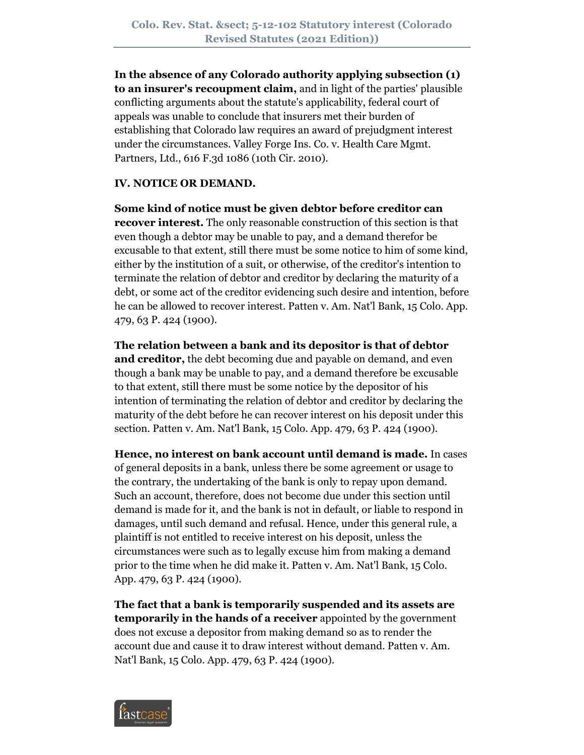**In the absence of any Colorado authority applying subsection (1) to an insurer's recoupment claim,** and in light of the parties' plausible conflicting arguments about the statute's applicability, federal court of appeals was unable to conclude that insurers met their burden of establishing that Colorado law requires an award of prejudgment interest under the circumstances. Valley Forge Ins. Co. v. Health Care Mgmt. Partners, Ltd., 616 F.3d 1086 (10th Cir. 2010).

## IV. NOTICE OR DEMAND.

**Some kind of notice must be given debtor before creditor can recover interest.** The only reasonable construction of this section is that even though a debtor may be unable to pay, and a demand therefor be excusable to that extent, still there must be some notice to him of some kind, either by the institution of a suit, or otherwise, of the creditor's intention to terminate the relation of debtor and creditor by declaring the maturity of a debt, or some act of the creditor evidencing such desire and intention, before he can be allowed to recover interest. Patten v. Am. Nat'l Bank, 15 Colo. App. 479, 63 P. 424 (1900).

**The relation between a bank and its depositor is that of debtor and creditor,** the debt becoming due and payable on demand, and even though a bank may be unable to pay, and a demand therefore be excusable to that extent, still there must be some notice by the depositor of his intention of terminating the relation of debtor and creditor by declaring the maturity of the debt before he can recover interest on his deposit under this section. Patten v. Am. Nat'l Bank, 15 Colo. App. 479, 63 P. 424 (1900).

**Hence, no interest on bank account until demand is made.** In cases of general deposits in a bank, unless there be some agreement or usage to the contrary, the undertaking of the bank is only to repay upon demand. Such an account, therefore, does not become due under this section until demand is made for it, and the bank is not in default, or liable to respond in damages, until such demand and refusal. Hence, under this general rule, a plaintiff is not entitled to receive interest on his deposit, unless the circumstances were such as to legally excuse him from making a demand prior to the time when he did make it. Patten v. Am. Nat'l Bank, 15 Colo. App. 479, 63 P. 424 (1900).

**The fact that a bank is temporarily suspended and its assets are temporarily in the hands of a receiver** appointed by the government does not excuse a depositor from making demand so as to render the account due and cause it to draw interest without demand. Patten v. Am. Nat'l Bank, 15 Colo. App. 479, 63 P. 424 (1900).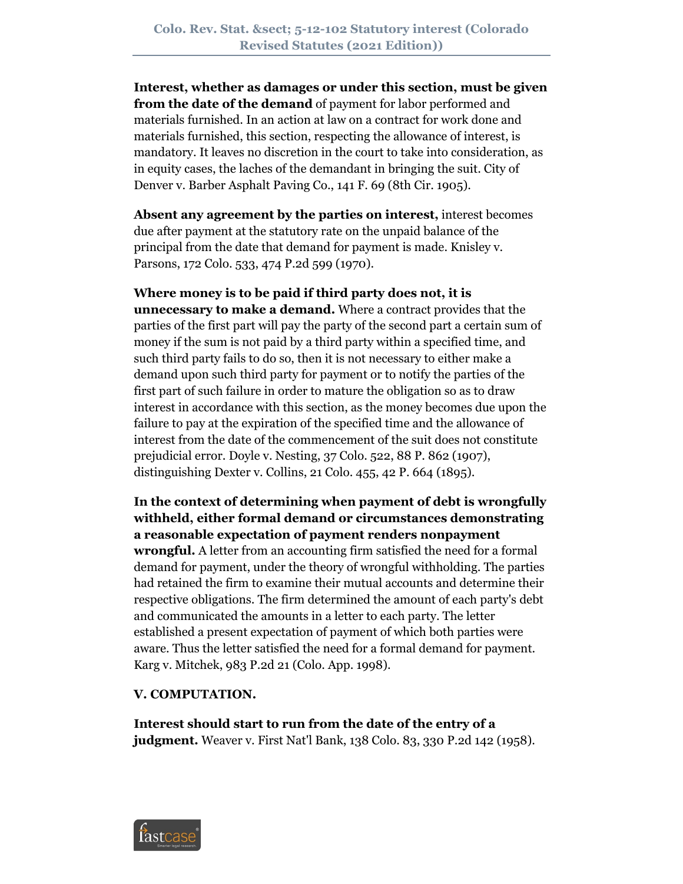**Interest, whether as damages or under this section, must be given from the date of the demand** of payment for labor performed and materials furnished. In an action at law on a contract for work done and materials furnished, this section, respecting the allowance of interest, is mandatory. It leaves no discretion in the court to take into consideration, as in equity cases, the laches of the demandant in bringing the suit. City of Denver v. Barber Asphalt Paving Co., 141 F. 69 (8th Cir. 1905).

**Absent any agreement by the parties on interest,** interest becomes due after payment at the statutory rate on the unpaid balance of the principal from the date that demand for payment is made. Knisley v. Parsons, 172 Colo. 533, 474 P.2d 599 (1970).

**Where money is to be paid if third party does not, it is unnecessary to make a demand.** Where a contract provides that the parties of the first part will pay the party of the second part a certain sum of money if the sum is not paid by a third party within a specified time, and such third party fails to do so, then it is not necessary to either make a demand upon such third party for payment or to notify the parties of the first part of such failure in order to mature the obligation so as to draw interest in accordance with this section, as the money becomes due upon the failure to pay at the expiration of the specified time and the allowance of interest from the date of the commencement of the suit does not constitute prejudicial error. Doyle v. Nesting, 37 Colo. 522, 88 P. 862 (1907), distinguishing Dexter v. Collins, 21 Colo. 455, 42 P. 664 (1895).

**In the context of determining when payment of debt is wrongfully withheld, either formal demand or circumstances demonstrating a reasonable expectation of payment renders nonpayment wrongful.** A letter from an accounting firm satisfied the need for a formal demand for payment, under the theory of wrongful withholding. The parties had retained the firm to examine their mutual accounts and determine their respective obligations. The firm determined the amount of each party's debt and communicated the amounts in a letter to each party. The letter established a present expectation of payment of which both parties were aware. Thus the letter satisfied the need for a formal demand for payment. Karg v. Mitchek, 983 P.2d 21 (Colo. App. 1998).

**V. COMPUTATION.**

**Interest should start to run from the date of the entry of a judgment.** Weaver v. First Nat'l Bank, 138 Colo. 83, 330 P.2d 142 (1958).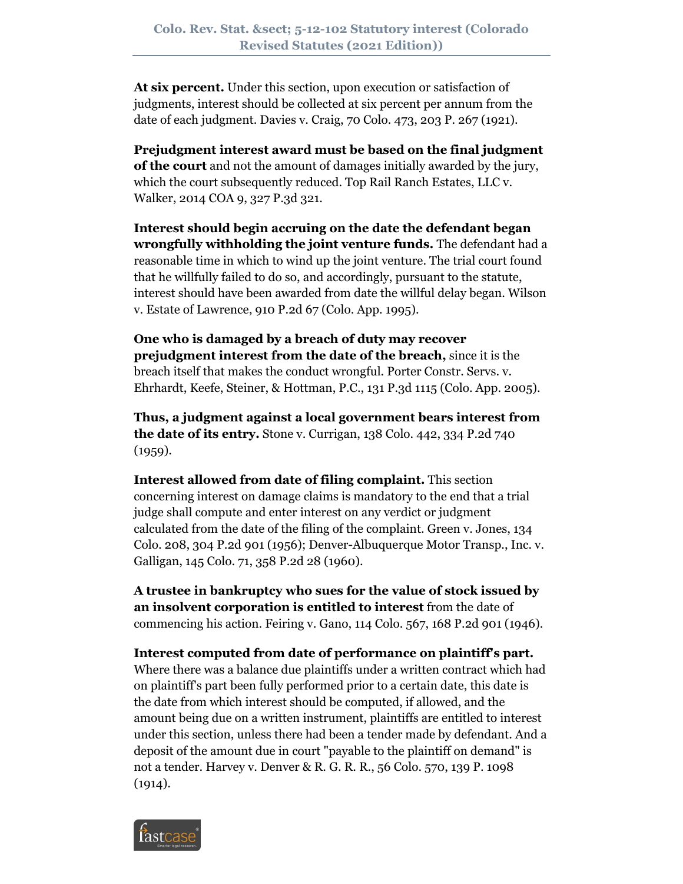**At six percent.** Under this section, upon execution or satisfaction of judgments, interest should be collected at six percent per annum from the date of each judgment. Davies v. Craig, 70 Colo. 473, 203 P. 267 (1921).

**Prejudgment interest award must be based on the final judgment of the court** and not the amount of damages initially awarded by the jury, which the court subsequently reduced. Top Rail Ranch Estates, LLC v. Walker, 2014 COA 9, 327 P.3d 321.

**Interest should begin accruing on the date the defendant began wrongfully withholding the joint venture funds.** The defendant had a reasonable time in which to wind up the joint venture. The trial court found that he willfully failed to do so, and accordingly, pursuant to the statute, interest should have been awarded from date the willful delay began. Wilson v. Estate of Lawrence, 910 P.2d 67 (Colo. App. 1995).

**One who is damaged by a breach of duty may recover prejudgment interest from the date of the breach,** since it is the breach itself that makes the conduct wrongful. Porter Constr. Servs. v. Ehrhardt, Keefe, Steiner, & Hottman, P.C., 131 P.3d 1115 (Colo. App. 2005).

**Thus, a judgment against a local government bears interest from the date of its entry.** Stone v. Currigan, 138 Colo. 442, 334 P.2d 740 (1959).

**Interest allowed from date of filing complaint.** This section concerning interest on damage claims is mandatory to the end that a trial judge shall compute and enter interest on any verdict or judgment calculated from the date of the filing of the complaint. Green v. Jones, 134 Colo. 208, 304 P.2d 901 (1956); Denver-Albuquerque Motor Transp., Inc. v. Galligan, 145 Colo. 71, 358 P.2d 28 (1960).

**A trustee in bankruptcy who sues for the value of stock issued by an insolvent corporation is entitled to interest** from the date of commencing his action. Feiring v. Gano, 114 Colo. 567, 168 P.2d 901 (1946).

**Interest computed from date of performance on plaintiff's part.** Where there was a balance due plaintiffs under a written contract which had on plaintiff's part been fully performed prior to a certain date, this date is the date from which interest should be computed, if allowed, and the amount being due on a written instrument, plaintiffs are entitled to interest under this section, unless there had been a tender made by defendant. And a deposit of the amount due in court "payable to the plaintiff on demand" is not a tender. Harvey v. Denver & R. G. R. R., 56 Colo. 570, 139 P. 1098 (1914).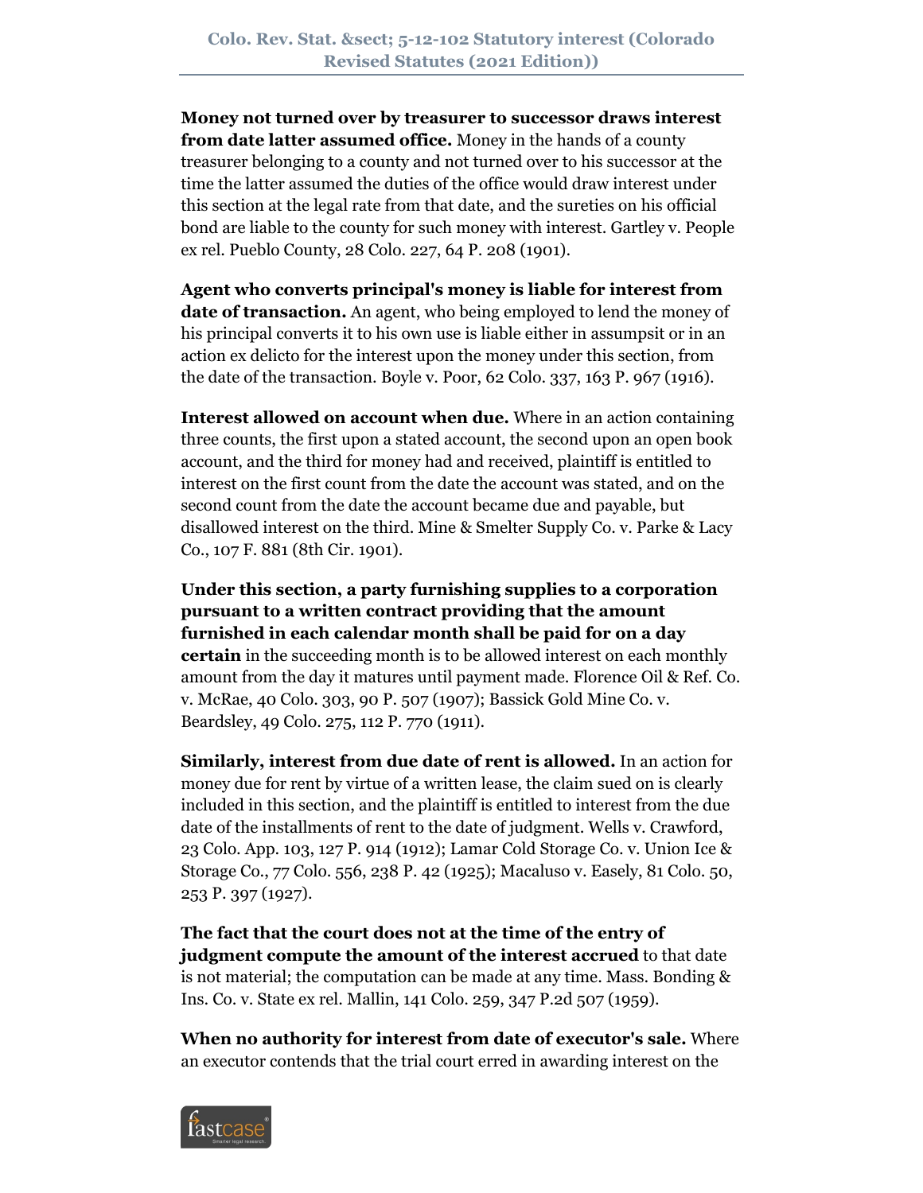**Money not turned over by treasurer to successor draws interest from date latter assumed office.** Money in the hands of a county treasurer belonging to a county and not turned over to his successor at the time the latter assumed the duties of the office would draw interest under this section at the legal rate from that date, and the sureties on his official bond are liable to the county for such money with interest. Gartley v. People ex rel. Pueblo County, 28 Colo. 227, 64 P. 208 (1901).

**Agent who converts principal's money is liable for interest from date of transaction.** An agent, who being employed to lend the money of his principal converts it to his own use is liable either in assumpsit or in an action ex delicto for the interest upon the money under this section, from the date of the transaction. Boyle v. Poor, 62 Colo. 337, 163 P. 967 (1916).

**Interest allowed on account when due.** Where in an action containing three counts, the first upon a stated account, the second upon an open book account, and the third for money had and received, plaintiff is entitled to interest on the first count from the date the account was stated, and on the second count from the date the account became due and payable, but disallowed interest on the third. Mine & Smelter Supply Co. v. Parke & Lacy Co., 107 F. 881 (8th Cir. 1901).

**Under this section, a party furnishing supplies to a corporation pursuant to a written contract providing that the amount furnished in each calendar month shall be paid for on a day certain** in the succeeding month is to be allowed interest on each monthly amount from the day it matures until payment made. Florence Oil & Ref. Co. v. McRae, 40 Colo. 303, 90 P. 507 (1907); Bassick Gold Mine Co. v. Beardsley, 49 Colo. 275, 112 P. 770 (1911).

**Similarly, interest from due date of rent is allowed.** In an action for money due for rent by virtue of a written lease, the claim sued on is clearly included in this section, and the plaintiff is entitled to interest from the due date of the installments of rent to the date of judgment. Wells v. Crawford, 23 Colo. App. 103, 127 P. 914 (1912); Lamar Cold Storage Co. v. Union Ice & Storage Co., 77 Colo. 556, 238 P. 42 (1925); Macaluso v. Easely, 81 Colo. 50, 253 P. 397 (1927).

**The fact that the court does not at the time of the entry of judgment compute the amount of the interest accrued** to that date is not material; the computation can be made at any time. Mass. Bonding & Ins. Co. v. State ex rel. Mallin, 141 Colo. 259, 347 P.2d 507 (1959).

**When no authority for interest from date of executor's sale.** Where an executor contends that the trial court erred in awarding interest on the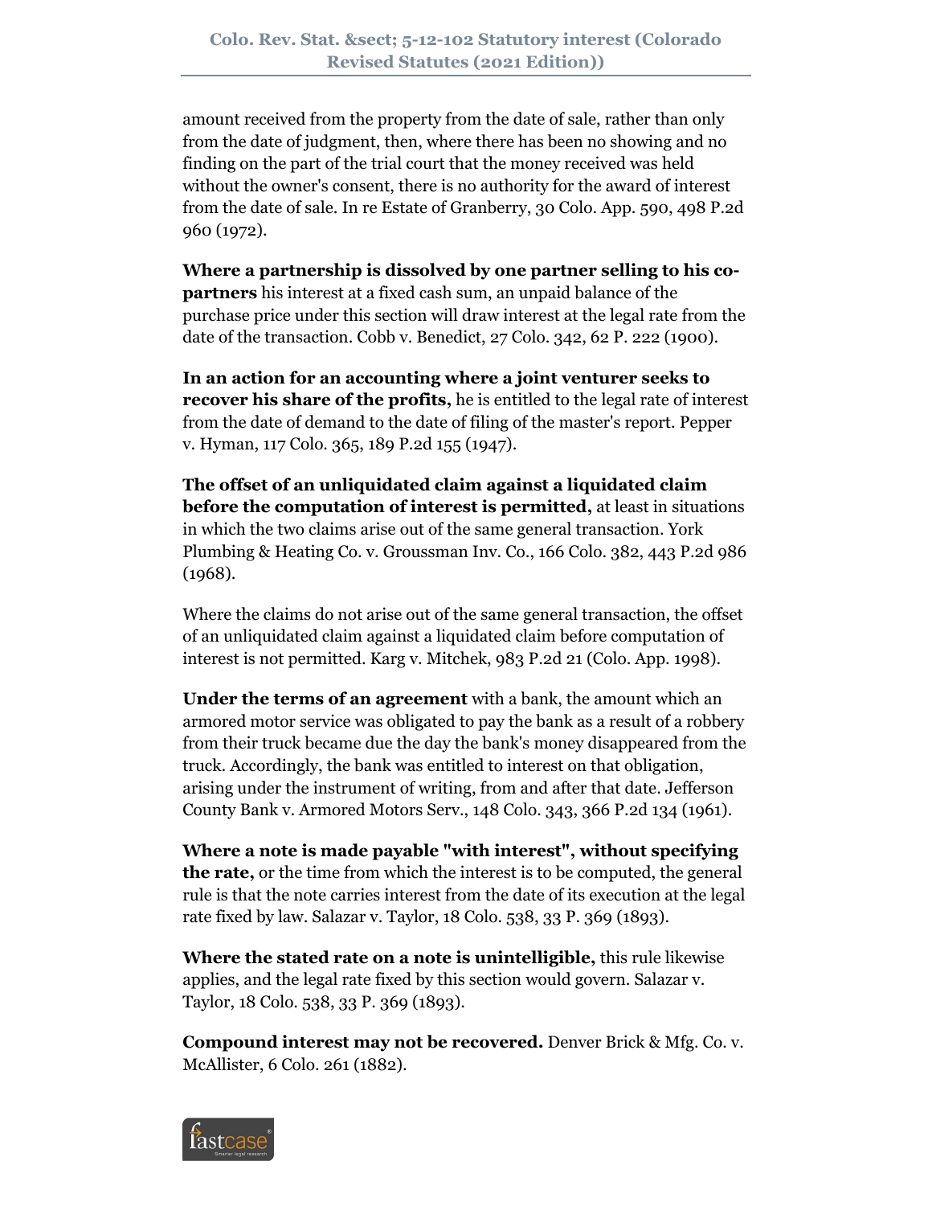amount received from the property from the date of sale, rather than only from the date of judgment, then, where there has been no showing and no finding on the part of the trial court that the money received was held without the owner's consent, there is no authority for the award of interest from the date of sale. In re Estate of Granberry, 30 Colo. App. 590, 498 P.2d 960 (1972).

**Where a partnership is dissolved by one partner selling to his co-partners** his interest at a fixed cash sum, an unpaid balance of the purchase price under this section will draw interest at the legal rate from the date of the transaction. Cobb v. Benedict, 27 Colo. 342, 62 P. 222 (1900).

**In an action for an accounting where a joint venturer seeks to recover his share of the profits,** he is entitled to the legal rate of interest from the date of demand to the date of filing of the master's report. Pepper v. Hyman, 117 Colo. 365, 189 P.2d 155 (1947).

**The offset of an unliquidated claim against a liquidated claim before the computation of interest is permitted,** at least in situations in which the two claims arise out of the same general transaction. York Plumbing & Heating Co. v. Groussman Inv. Co., 166 Colo. 382, 443 P.2d 986 (1968).

Where the claims do not arise out of the same general transaction, the offset of an unliquidated claim against a liquidated claim before computation of interest is not permitted. Karg v. Mitchek, 983 P.2d 21 (Colo. App. 1998).

**Under the terms of an agreement** with a bank, the amount which an armored motor service was obligated to pay the bank as a result of a robbery from their truck became due the day the bank's money disappeared from the truck. Accordingly, the bank was entitled to interest on that obligation, arising under the instrument of writing, from and after that date. Jefferson County Bank v. Armored Motors Serv., 148 Colo. 343, 366 P.2d 134 (1961).

**Where a note is made payable "with interest", without specifying the rate,** or the time from which the interest is to be computed, the general rule is that the note carries interest from the date of its execution at the legal rate fixed by law. Salazar v. Taylor, 18 Colo. 538, 33 P. 369 (1893).

**Where the stated rate on a note is unintelligible,** this rule likewise applies, and the legal rate fixed by this section would govern. Salazar v. Taylor, 18 Colo. 538, 33 P. 369 (1893).

**Compound interest may not be recovered.** Denver Brick & Mfg. Co. v. McAllister, 6 Colo. 261 (1882).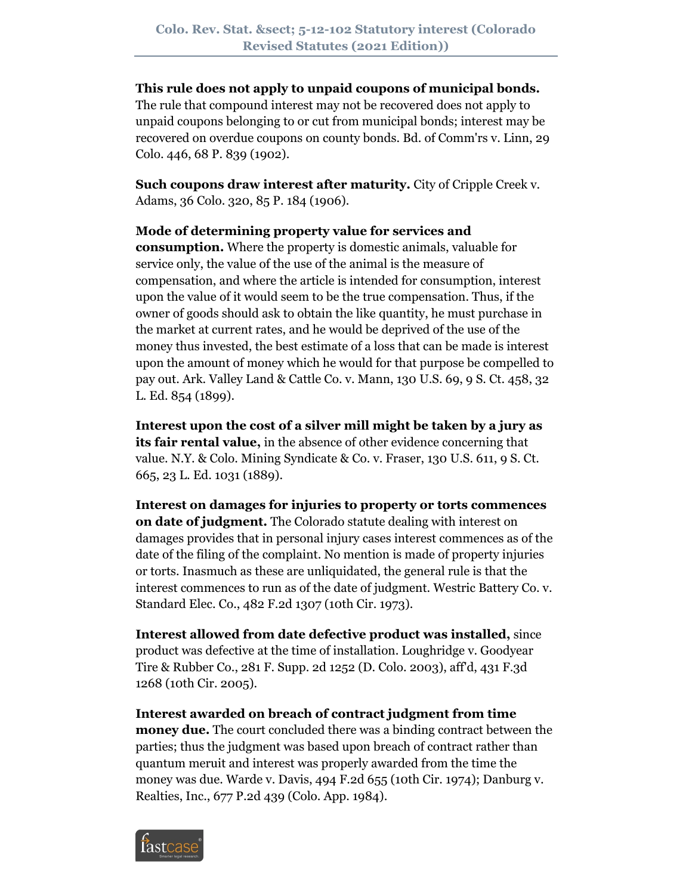**This rule does not apply to unpaid coupons of municipal bonds.** The rule that compound interest may not be recovered does not apply to unpaid coupons belonging to or cut from municipal bonds; interest may be recovered on overdue coupons on county bonds. Bd. of Comm'rs v. Linn, 29 Colo. 446, 68 P. 839 (1902).

**Such coupons draw interest after maturity.** City of Cripple Creek v. Adams, 36 Colo. 320, 85 P. 184 (1906).

**Mode of determining property value for services and consumption.** Where the property is domestic animals, valuable for service only, the value of the use of the animal is the measure of compensation, and where the article is intended for consumption, interest upon the value of it would seem to be the true compensation. Thus, if the owner of goods should ask to obtain the like quantity, he must purchase in the market at current rates, and he would be deprived of the use of the money thus invested, the best estimate of a loss that can be made is interest upon the amount of money which he would for that purpose be compelled to pay out. Ark. Valley Land & Cattle Co. v. Mann, 130 U.S. 69, 9 S. Ct. 458, 32 L. Ed. 854 (1899).

**Interest upon the cost of a silver mill might be taken by a jury as its fair rental value,** in the absence of other evidence concerning that value. N.Y. & Colo. Mining Syndicate & Co. v. Fraser, 130 U.S. 611, 9 S. Ct. 665, 23 L. Ed. 1031 (1889).

**Interest on damages for injuries to property or torts commences on date of judgment.** The Colorado statute dealing with interest on damages provides that in personal injury cases interest commences as of the date of the filing of the complaint. No mention is made of property injuries or torts. Inasmuch as these are unliquidated, the general rule is that the interest commences to run as of the date of judgment. Westric Battery Co. v. Standard Elec. Co., 482 F.2d 1307 (10th Cir. 1973).

**Interest allowed from date defective product was installed,** since product was defective at the time of installation. Loughridge v. Goodyear Tire & Rubber Co., 281 F. Supp. 2d 1252 (D. Colo. 2003), aff'd, 431 F.3d 1268 (10th Cir. 2005).

**Interest awarded on breach of contract judgment from time money due.** The court concluded there was a binding contract between the parties; thus the judgment was based upon breach of contract rather than quantum meruit and interest was properly awarded from the time the money was due. Warde v. Davis, 494 F.2d 655 (10th Cir. 1974); Danburg v. Realties, Inc., 677 P.2d 439 (Colo. App. 1984).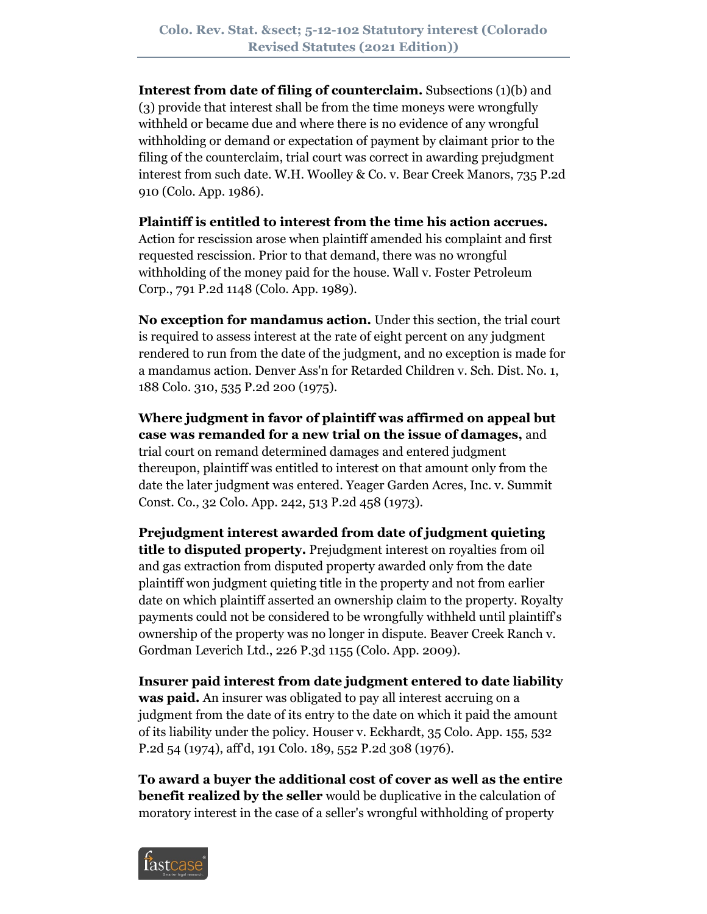**Interest from date of filing of counterclaim.** Subsections (1)(b) and (3) provide that interest shall be from the time moneys were wrongfully withheld or became due and where there is no evidence of any wrongful withholding or demand or expectation of payment by claimant prior to the filing of the counterclaim, trial court was correct in awarding prejudgment interest from such date. W.H. Woolley & Co. v. Bear Creek Manors, 735 P.2d 910 (Colo. App. 1986).

**Plaintiff is entitled to interest from the time his action accrues.** Action for rescission arose when plaintiff amended his complaint and first requested rescission. Prior to that demand, there was no wrongful withholding of the money paid for the house. Wall v. Foster Petroleum Corp., 791 P.2d 1148 (Colo. App. 1989).

**No exception for mandamus action.** Under this section, the trial court is required to assess interest at the rate of eight percent on any judgment rendered to run from the date of the judgment, and no exception is made for a mandamus action. Denver Ass'n for Retarded Children v. Sch. Dist. No. 1, 188 Colo. 310, 535 P.2d 200 (1975).

**Where judgment in favor of plaintiff was affirmed on appeal but case was remanded for a new trial on the issue of damages,** and trial court on remand determined damages and entered judgment thereupon, plaintiff was entitled to interest on that amount only from the date the later judgment was entered. Yeager Garden Acres, Inc. v. Summit Const. Co., 32 Colo. App. 242, 513 P.2d 458 (1973).

**Prejudgment interest awarded from date of judgment quieting title to disputed property.** Prejudgment interest on royalties from oil and gas extraction from disputed property awarded only from the date plaintiff won judgment quieting title in the property and not from earlier date on which plaintiff asserted an ownership claim to the property. Royalty payments could not be considered to be wrongfully withheld until plaintiff's ownership of the property was no longer in dispute. Beaver Creek Ranch v. Gordman Leverich Ltd., 226 P.3d 1155 (Colo. App. 2009).

**Insurer paid interest from date judgment entered to date liability was paid.** An insurer was obligated to pay all interest accruing on a judgment from the date of its entry to the date on which it paid the amount of its liability under the policy. Houser v. Eckhardt, 35 Colo. App. 155, 532 P.2d 54 (1974), aff'd, 191 Colo. 189, 552 P.2d 308 (1976).

**To award a buyer the additional cost of cover as well as the entire benefit realized by the seller** would be duplicative in the calculation of moratory interest in the case of a seller's wrongful withholding of property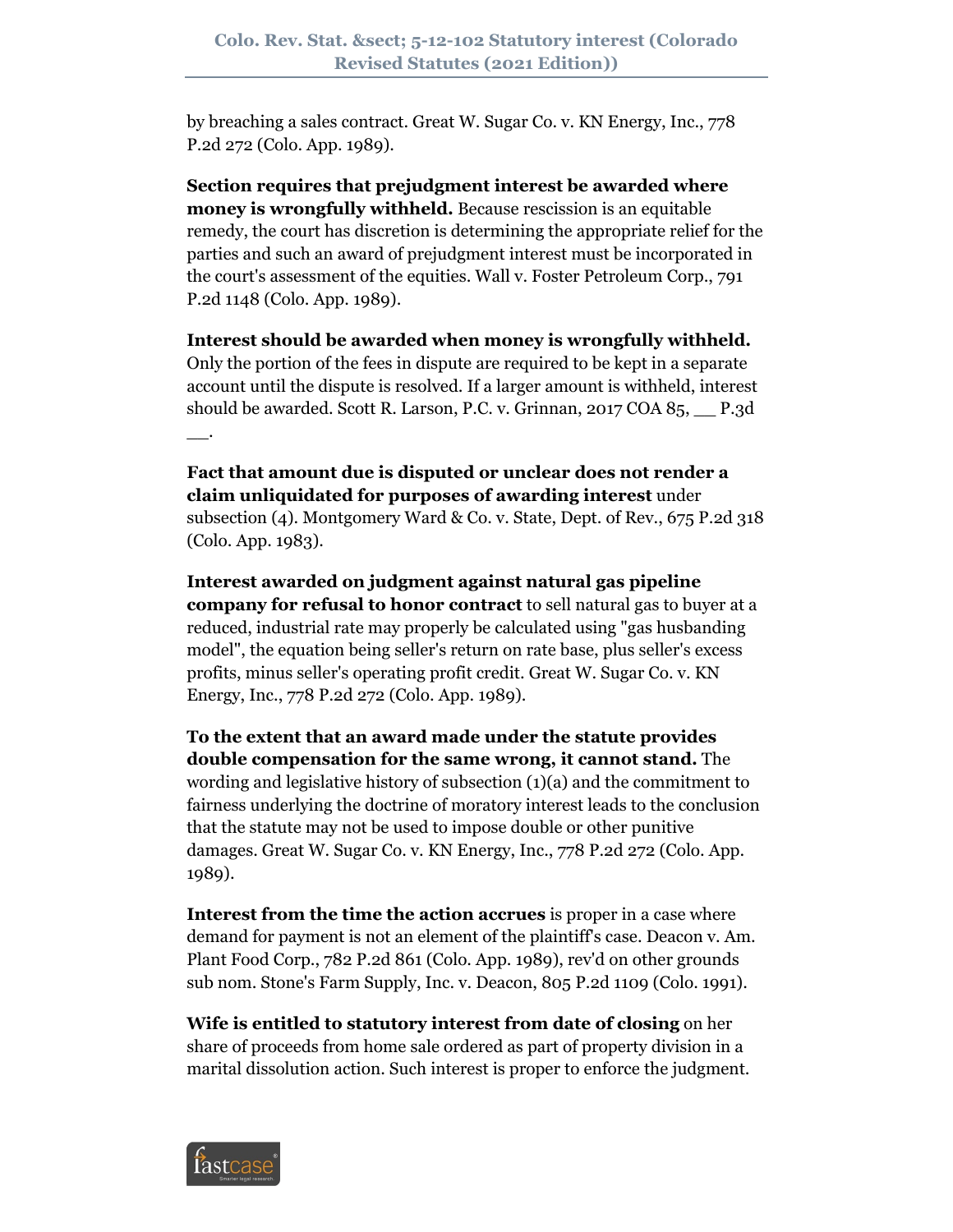by breaching a sales contract. Great W. Sugar Co. v. KN Energy, Inc., 778 P.2d 272 (Colo. App. 1989).

**Section requires that prejudgment interest be awarded where money is wrongfully withheld.** Because rescission is an equitable remedy, the court has discretion is determining the appropriate relief for the parties and such an award of prejudgment interest must be incorporated in the court's assessment of the equities. Wall v. Foster Petroleum Corp., 791 P.2d 1148 (Colo. App. 1989).

**Interest should be awarded when money is wrongfully withheld.** Only the portion of the fees in dispute are required to be kept in a separate account until the dispute is resolved. If a larger amount is withheld, interest should be awarded. Scott R. Larson, P.C. v. Grinnan, 2017 COA 85, __ P.3d __.

**Fact that amount due is disputed or unclear does not render a claim unliquidated for purposes of awarding interest** under subsection (4). Montgomery Ward & Co. v. State, Dept. of Rev., 675 P.2d 318 (Colo. App. 1983).

**Interest awarded on judgment against natural gas pipeline company for refusal to honor contract** to sell natural gas to buyer at a reduced, industrial rate may properly be calculated using "gas husbanding model", the equation being seller's return on rate base, plus seller's excess profits, minus seller's operating profit credit. Great W. Sugar Co. v. KN Energy, Inc., 778 P.2d 272 (Colo. App. 1989).

**To the extent that an award made under the statute provides double compensation for the same wrong, it cannot stand.** The wording and legislative history of subsection (1)(a) and the commitment to fairness underlying the doctrine of moratory interest leads to the conclusion that the statute may not be used to impose double or other punitive damages. Great W. Sugar Co. v. KN Energy, Inc., 778 P.2d 272 (Colo. App. 1989).

**Interest from the time the action accrues** is proper in a case where demand for payment is not an element of the plaintiff's case. Deacon v. Am. Plant Food Corp., 782 P.2d 861 (Colo. App. 1989), rev'd on other grounds sub nom. Stone's Farm Supply, Inc. v. Deacon, 805 P.2d 1109 (Colo. 1991).

**Wife is entitled to statutory interest from date of closing** on her share of proceeds from home sale ordered as part of property division in a marital dissolution action. Such interest is proper to enforce the judgment.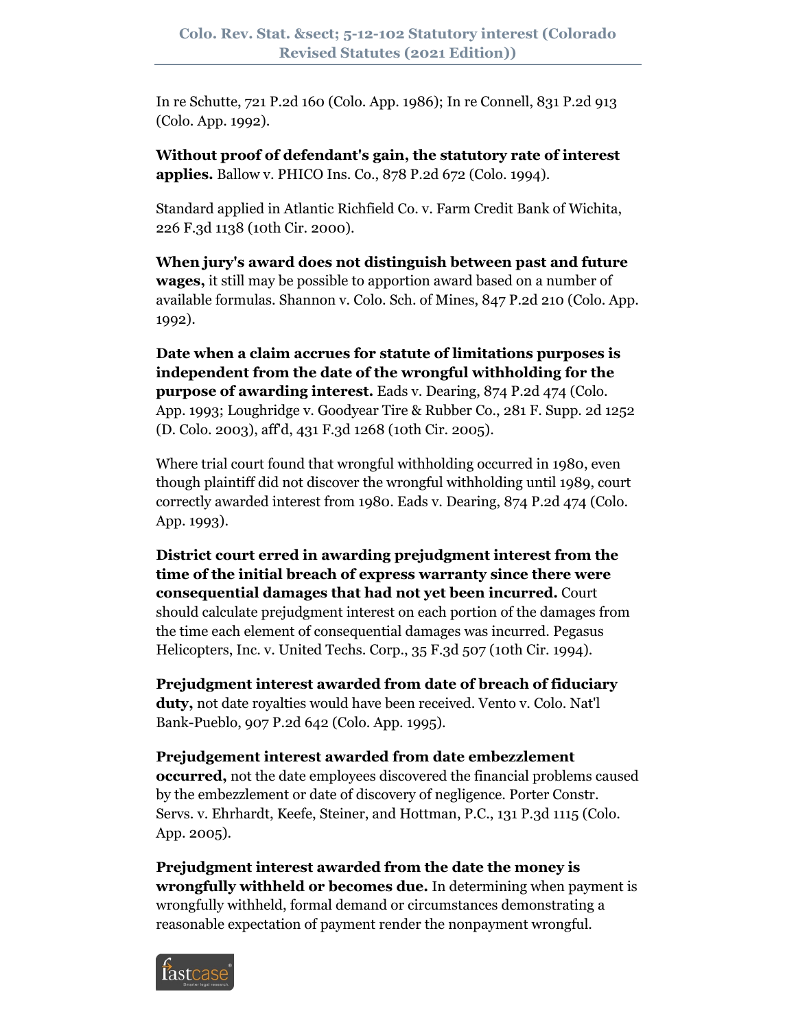In re Schutte, 721 P.2d 160 (Colo. App. 1986); In re Connell, 831 P.2d 913 (Colo. App. 1992).

**Without proof of defendant's gain, the statutory rate of interest applies.** Ballow v. PHICO Ins. Co., 878 P.2d 672 (Colo. 1994).

Standard applied in Atlantic Richfield Co. v. Farm Credit Bank of Wichita, 226 F.3d 1138 (10th Cir. 2000).

**When jury's award does not distinguish between past and future wages,** it still may be possible to apportion award based on a number of available formulas. Shannon v. Colo. Sch. of Mines, 847 P.2d 210 (Colo. App. 1992).

**Date when a claim accrues for statute of limitations purposes is independent from the date of the wrongful withholding for the purpose of awarding interest.** Eads v. Dearing, 874 P.2d 474 (Colo. App. 1993; Loughridge v. Goodyear Tire & Rubber Co., 281 F. Supp. 2d 1252 (D. Colo. 2003), aff'd, 431 F.3d 1268 (10th Cir. 2005).

Where trial court found that wrongful withholding occurred in 1980, even though plaintiff did not discover the wrongful withholding until 1989, court correctly awarded interest from 1980. Eads v. Dearing, 874 P.2d 474 (Colo. App. 1993).

**District court erred in awarding prejudgment interest from the time of the initial breach of express warranty since there were consequential damages that had not yet been incurred.** Court should calculate prejudgment interest on each portion of the damages from the time each element of consequential damages was incurred. Pegasus Helicopters, Inc. v. United Techs. Corp., 35 F.3d 507 (10th Cir. 1994).

**Prejudgment interest awarded from date of breach of fiduciary duty,** not date royalties would have been received. Vento v. Colo. Nat'l Bank-Pueblo, 907 P.2d 642 (Colo. App. 1995).

**Prejudgement interest awarded from date embezzlement occurred,** not the date employees discovered the financial problems caused by the embezzlement or date of discovery of negligence. Porter Constr. Servs. v. Ehrhardt, Keefe, Steiner, and Hottman, P.C., 131 P.3d 1115 (Colo. App. 2005).

**Prejudgment interest awarded from the date the money is wrongfully withheld or becomes due.** In determining when payment is wrongfully withheld, formal demand or circumstances demonstrating a reasonable expectation of payment render the nonpayment wrongful.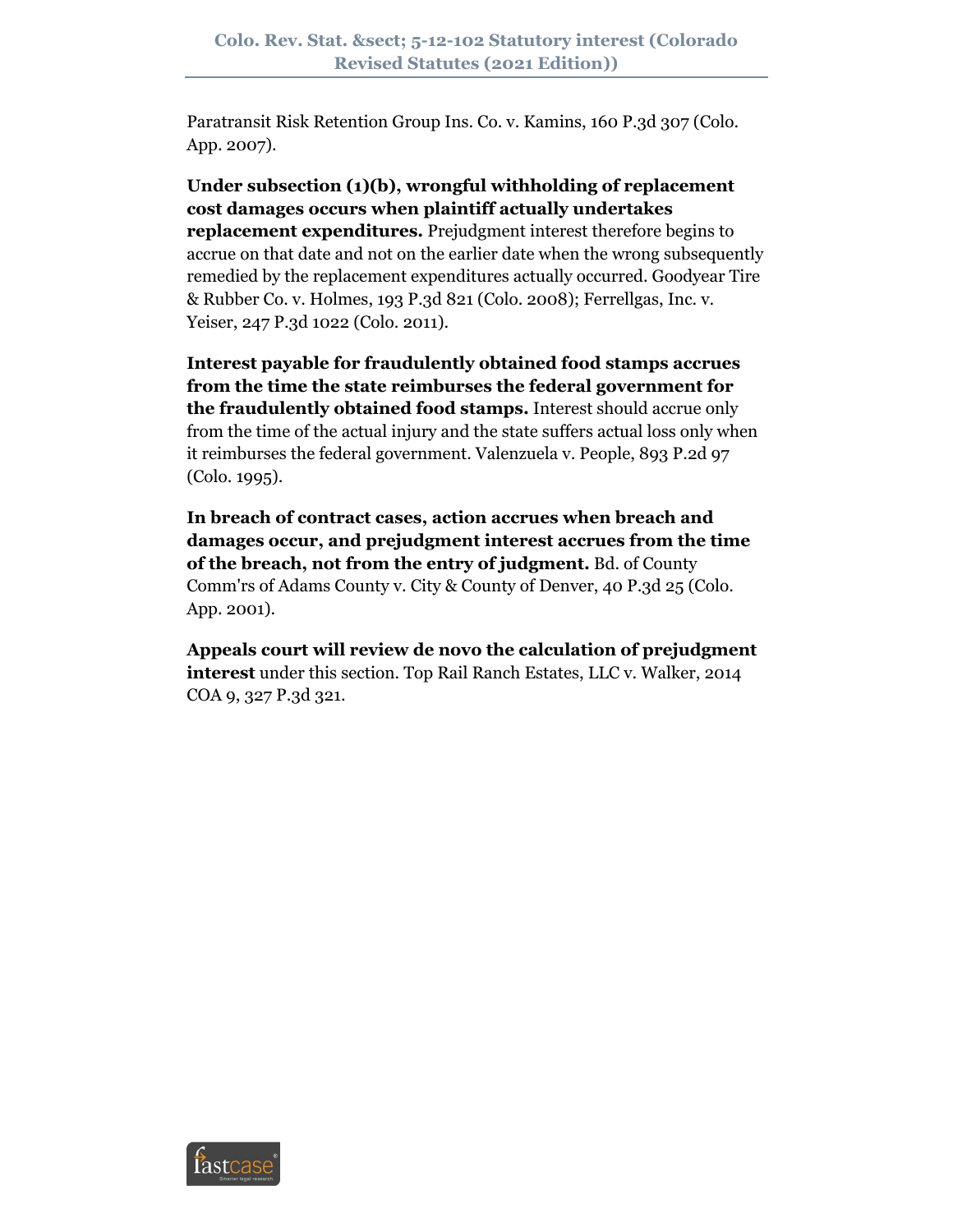Paratransit Risk Retention Group Ins. Co. v. Kamins, 160 P.3d 307 (Colo. App. 2007).

**Under subsection (1)(b), wrongful withholding of replacement cost damages occurs when plaintiff actually undertakes replacement expenditures.** Prejudgment interest therefore begins to accrue on that date and not on the earlier date when the wrong subsequently remedied by the replacement expenditures actually occurred. Goodyear Tire & Rubber Co. v. Holmes, 193 P.3d 821 (Colo. 2008); Ferrellgas, Inc. v. Yeiser, 247 P.3d 1022 (Colo. 2011).

**Interest payable for fraudulently obtained food stamps accrues from the time the state reimburses the federal government for the fraudulently obtained food stamps.** Interest should accrue only from the time of the actual injury and the state suffers actual loss only when it reimburses the federal government. Valenzuela v. People, 893 P.2d 97 (Colo. 1995).

**In breach of contract cases, action accrues when breach and damages occur, and prejudgment interest accrues from the time of the breach, not from the entry of judgment.** Bd. of County Comm'rs of Adams County v. City & County of Denver, 40 P.3d 25 (Colo. App. 2001).

**Appeals court will review de novo the calculation of prejudgment interest** under this section. Top Rail Ranch Estates, LLC v. Walker, 2014 COA 9, 327 P.3d 321.